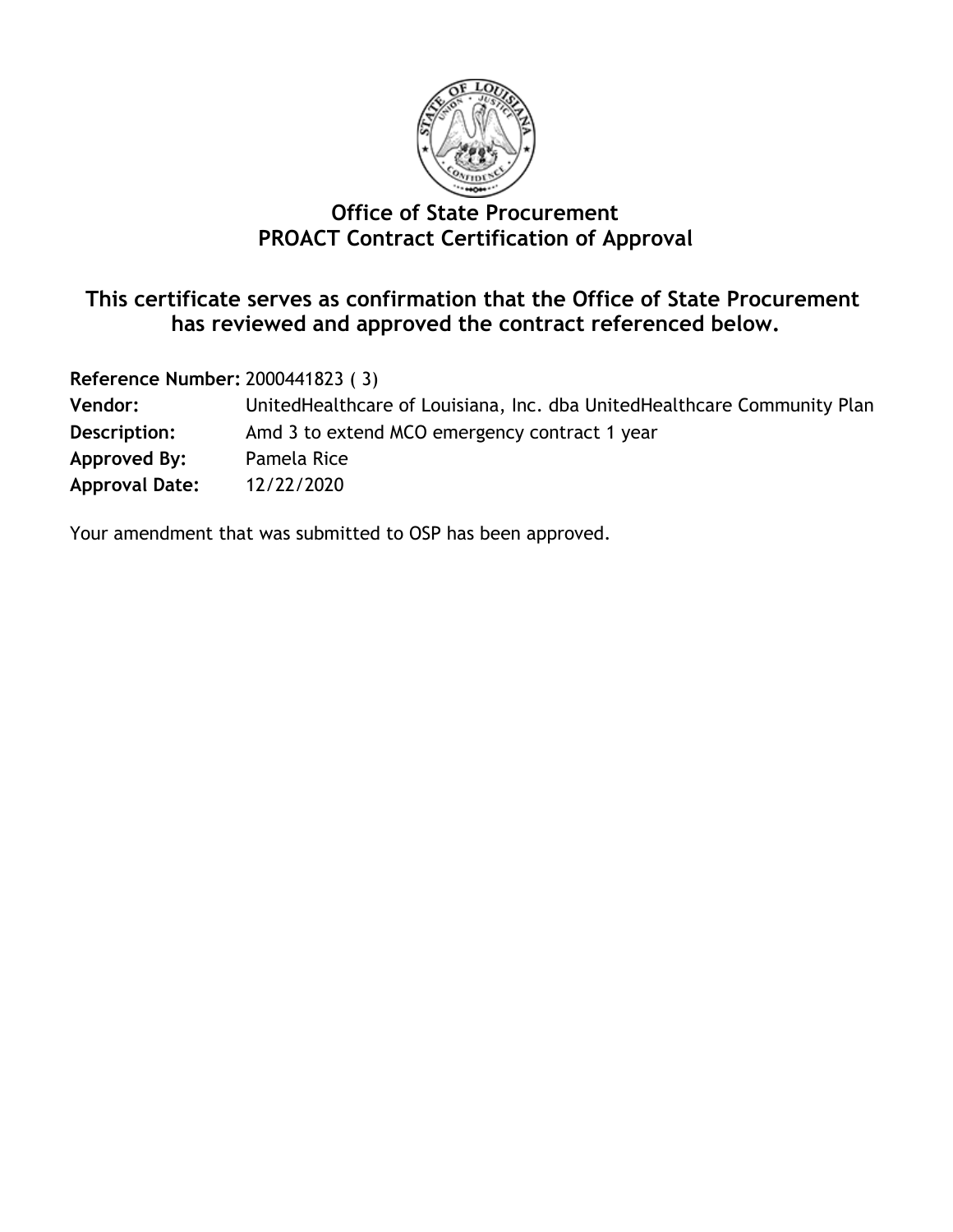# Office of State Procurement
# PROACT Contract Certification of Approval

## This certificate serves as confirmation that the Office of State Procurement has reviewed and approved the contract referenced below.

**Reference Number:** 2000441823 ( 3)
**Vendor:** UnitedHealthcare of Louisiana, Inc. dba UnitedHealthcare Community Plan
**Description:** Amd 3 to extend MCO emergency contract 1 year
**Approved By:** Pamela Rice
**Approval Date:** 12/22/2020

Your amendment that was submitted to OSP has been approved.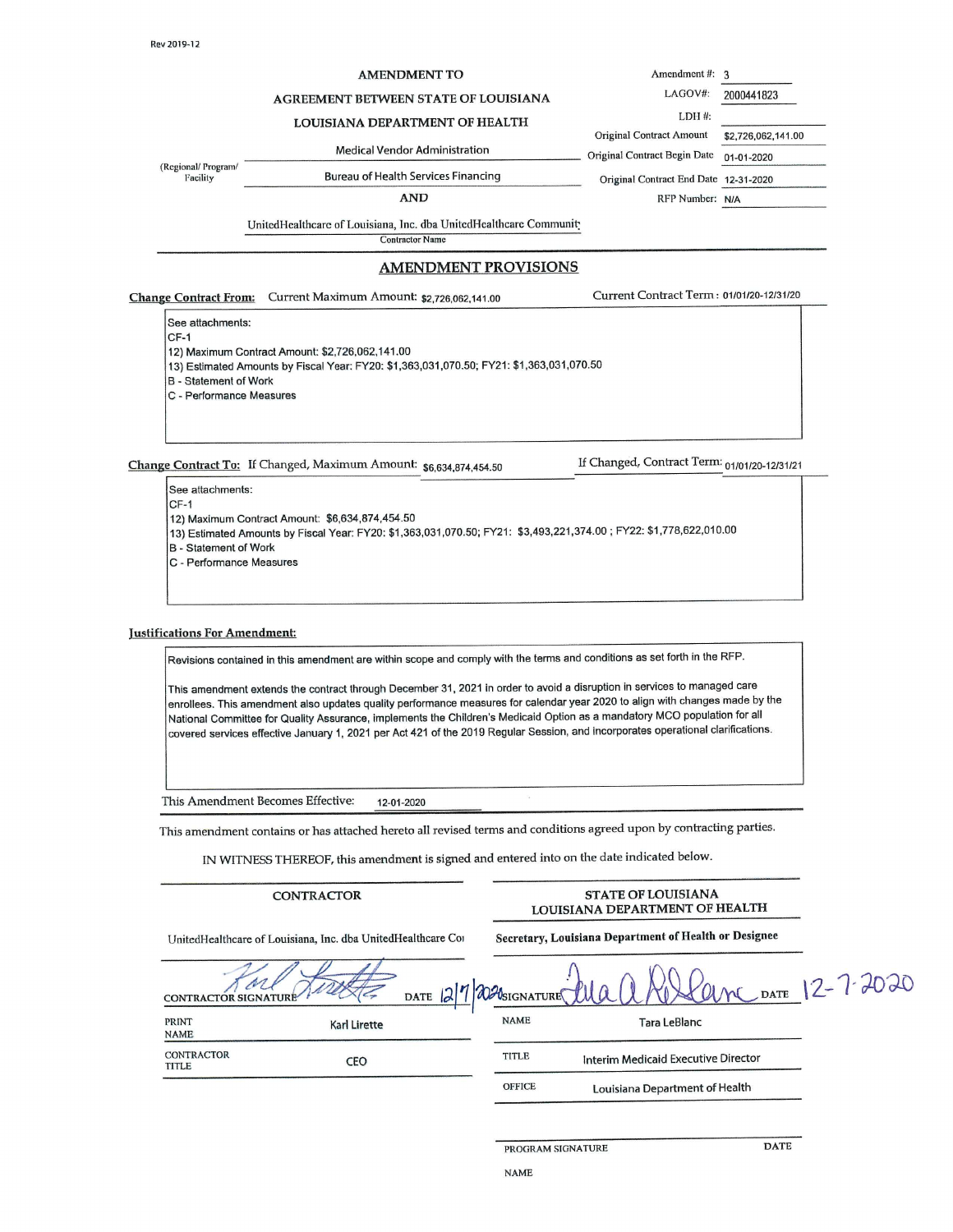Rev 2019-12

# AMENDMENT TO

## AGREEMENT BETWEEN STATE OF LOUISIANA

## LOUISIANA DEPARTMENT OF HEALTH

| | |
|---|---|
| Amendment #: | 3 |
| LAGOV#: | 2000441823 |
| LDH #: | |
| Original Contract Amount | $2,726,062,141.00 |
| Original Contract Begin Date | 01-01-2020 |
| Original Contract End Date | 12-31-2020 |
| RFP Number: | N/A |

(Regional/ Program/ Facility)

Medical Vendor Administration

Bureau of Health Services Financing

AND

UnitedHealthcare of Louisiana, Inc. dba UnitedHealthcare Communit

Contractor Name

## AMENDMENT PROVISIONS

**Change Contract From:** Current Maximum Amount: $2,726,062,141.00 Current Contract Term: 01/01/20-12/31/20

See attachments:
CF-1
12) Maximum Contract Amount: $2,726,062,141.00
13) Estimated Amounts by Fiscal Year: FY20: $1,363,031,070.50; FY21: $1,363,031,070.50
B - Statement of Work
C - Performance Measures

**Change Contract To:** If Changed, Maximum Amount: $6,634,874,454.50 If Changed, Contract Term: 01/01/20-12/31/21

See attachments:
CF-1
12) Maximum Contract Amount: $6,634,874,454.50
13) Estimated Amounts by Fiscal Year: FY20: $1,363,031,070.50; FY21: $3,493,221,374.00 ; FY22: $1,778,622,010.00
B - Statement of Work
C - Performance Measures

**Justifications For Amendment:**

Revisions contained in this amendment are within scope and comply with the terms and conditions as set forth in the RFP.

This amendment extends the contract through December 31, 2021 in order to avoid a disruption in services to managed care enrollees. This amendment also updates quality performance measures for calendar year 2020 to align with changes made by the National Committee for Quality Assurance, implements the Children's Medicaid Option as a mandatory MCO population for all covered services effective January 1, 2021 per Act 421 of the 2019 Regular Session, and incorporates operational clarifications.

This Amendment Becomes Effective: 12-01-2020

This amendment contains or has attached hereto all revised terms and conditions agreed upon by contracting parties.

IN WITNESS THEREOF, this amendment is signed and entered into on the date indicated below.

| CONTRACTOR | STATE OF LOUISIANA LOUISIANA DEPARTMENT OF HEALTH |
|---|---|
| UnitedHealthcare of Louisiana, Inc. dba UnitedHealthcare Coi | Secretary, Louisiana Department of Health or Designee |
| CONTRACTOR SIGNATURE [signature] DATE 12/7/2020 | SIGNATURE [signature] DATE 12-7-2020 |
| PRINT NAME: Karl Lirette | NAME: Tara LeBlanc |
| CONTRACTOR TITLE: CEO | TITLE: Interim Medicaid Executive Director |
| | OFFICE: Louisiana Department of Health |
| | PROGRAM SIGNATURE DATE |
| | NAME |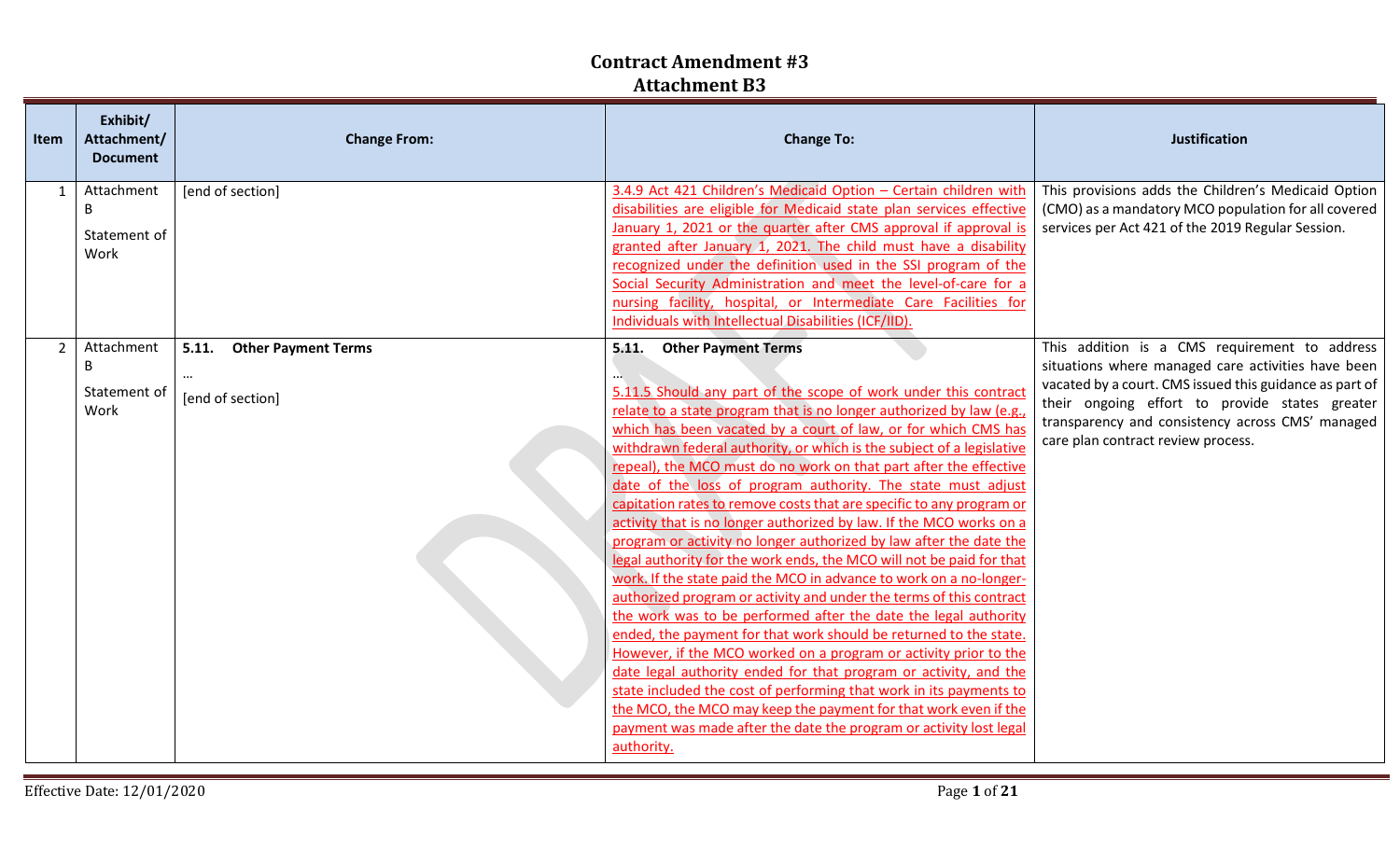# Contract Amendment #3
## Attachment B3

| Item | Exhibit/ Attachment/ Document | Change From: | Change To: | Justification |
|---|---|---|---|---|
| 1 | Attachment B Statement of Work | [end of section] | 3.4.9 Act 421 Children's Medicaid Option – Certain children with disabilities are eligible for Medicaid state plan services effective January 1, 2021 or the quarter after CMS approval if approval is granted after January 1, 2021. The child must have a disability recognized under the definition used in the SSI program of the Social Security Administration and meet the level-of-care for a nursing facility, hospital, or Intermediate Care Facilities for Individuals with Intellectual Disabilities (ICF/IID). | This provisions adds the Children's Medicaid Option (CMO) as a mandatory MCO population for all covered services per Act 421 of the 2019 Regular Session. |
| 2 | Attachment B Statement of Work | **5.11. Other Payment Terms** … [end of section] | **5.11. Other Payment Terms** … 5.11.5 Should any part of the scope of work under this contract relate to a state program that is no longer authorized by law (e.g., which has been vacated by a court of law, or for which CMS has withdrawn federal authority, or which is the subject of a legislative repeal), the MCO must do no work on that part after the effective date of the loss of program authority. The state must adjust capitation rates to remove costs that are specific to any program or activity that is no longer authorized by law. If the MCO works on a program or activity no longer authorized by law after the date the legal authority for the work ends, the MCO will not be paid for that work. If the state paid the MCO in advance to work on a no-longer-authorized program or activity and under the terms of this contract the work was to be performed after the date the legal authority ended, the payment for that work should be returned to the state. However, if the MCO worked on a program or activity prior to the date legal authority ended for that program or activity, and the state included the cost of performing that work in its payments to the MCO, the MCO may keep the payment for that work even if the payment was made after the date the program or activity lost legal authority. | This addition is a CMS requirement to address situations where managed care activities have been vacated by a court. CMS issued this guidance as part of their ongoing effort to provide states greater transparency and consistency across CMS' managed care plan contract review process. |

Effective Date: 12/01/2020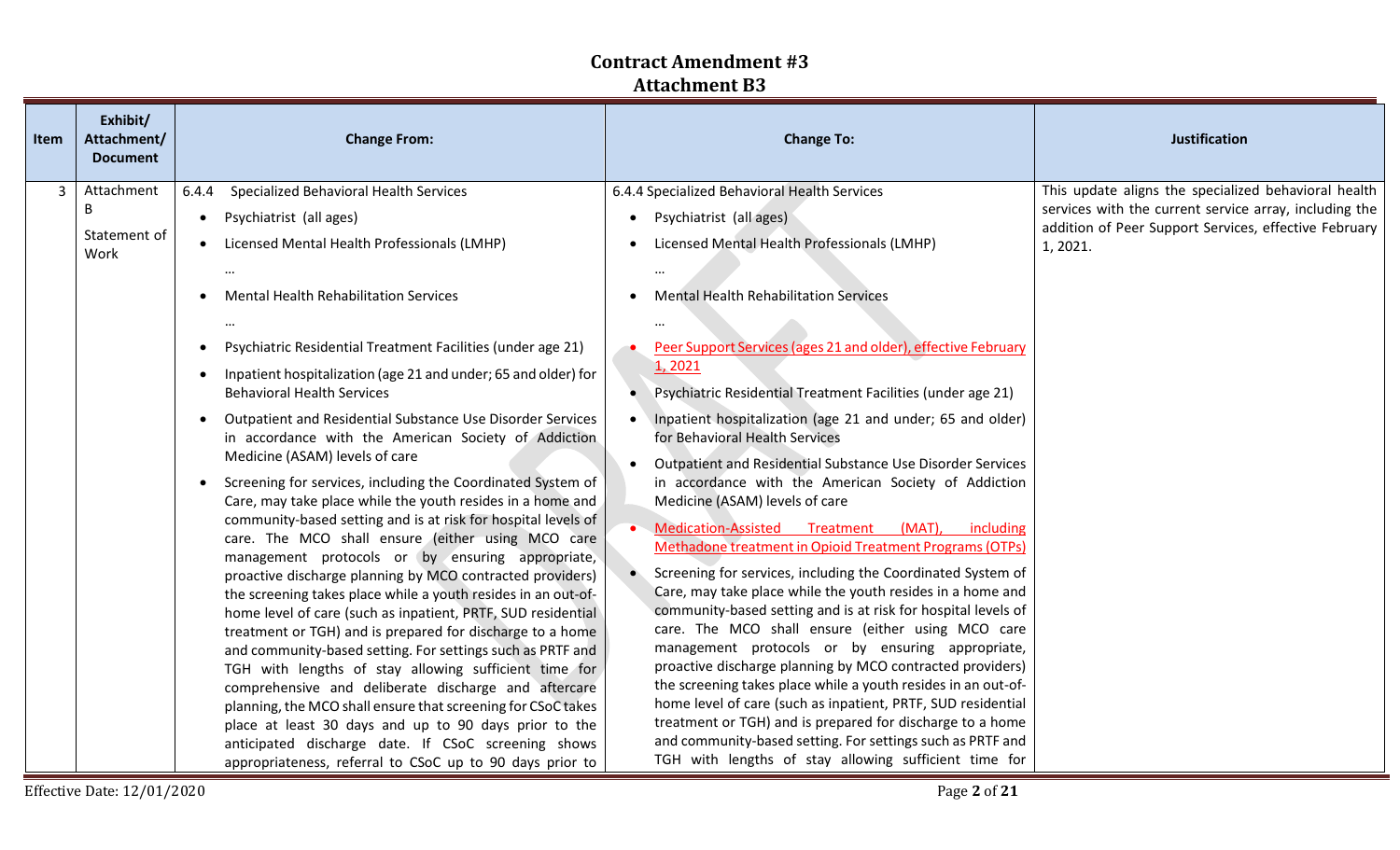# Contract Amendment #3
## Attachment B3

| Item | Exhibit/ Attachment/ Document | Change From: | Change To: | Justification |
|---|---|---|---|---|
| 3 | Attachment B<br><br>Statement of Work | 6.4.4 Specialized Behavioral Health Services<br>• Psychiatrist (all ages)<br>• Licensed Mental Health Professionals (LMHP)<br>…<br>• Mental Health Rehabilitation Services<br>…<br>• Psychiatric Residential Treatment Facilities (under age 21)<br>• Inpatient hospitalization (age 21 and under; 65 and older) for Behavioral Health Services<br>• Outpatient and Residential Substance Use Disorder Services in accordance with the American Society of Addiction Medicine (ASAM) levels of care<br>• Screening for services, including the Coordinated System of Care, may take place while the youth resides in a home and community-based setting and is at risk for hospital levels of care. The MCO shall ensure (either using MCO care management protocols or by ensuring appropriate, proactive discharge planning by MCO contracted providers) the screening takes place while a youth resides in an out-of-home level of care (such as inpatient, PRTF, SUD residential treatment or TGH) and is prepared for discharge to a home and community-based setting. For settings such as PRTF and TGH with lengths of stay allowing sufficient time for comprehensive and deliberate discharge and aftercare planning, the MCO shall ensure that screening for CSoC takes place at least 30 days and up to 90 days prior to the anticipated discharge date. If CSoC screening shows appropriateness, referral to CSoC up to 90 days prior to | 6.4.4 Specialized Behavioral Health Services<br>• Psychiatrist (all ages)<br>• Licensed Mental Health Professionals (LMHP)<br>…<br>• Mental Health Rehabilitation Services<br>…<br>• <u>Peer Support Services (ages 21 and older), effective February 1, 2021</u><br>• Psychiatric Residential Treatment Facilities (under age 21)<br>• Inpatient hospitalization (age 21 and under; 65 and older) for Behavioral Health Services<br>• Outpatient and Residential Substance Use Disorder Services in accordance with the American Society of Addiction Medicine (ASAM) levels of care<br>• <u>Medication-Assisted Treatment (MAT), including Methadone treatment in Opioid Treatment Programs (OTPs)</u><br>• Screening for services, including the Coordinated System of Care, may take place while the youth resides in a home and community-based setting and is at risk for hospital levels of care. The MCO shall ensure (either using MCO care management protocols or by ensuring appropriate, proactive discharge planning by MCO contracted providers) the screening takes place while a youth resides in an out-of-home level of care (such as inpatient, PRTF, SUD residential treatment or TGH) and is prepared for discharge to a home and community-based setting. For settings such as PRTF and TGH with lengths of stay allowing sufficient time for | This update aligns the specialized behavioral health services with the current service array, including the addition of Peer Support Services, effective February 1, 2021. |

Effective Date: 12/01/2020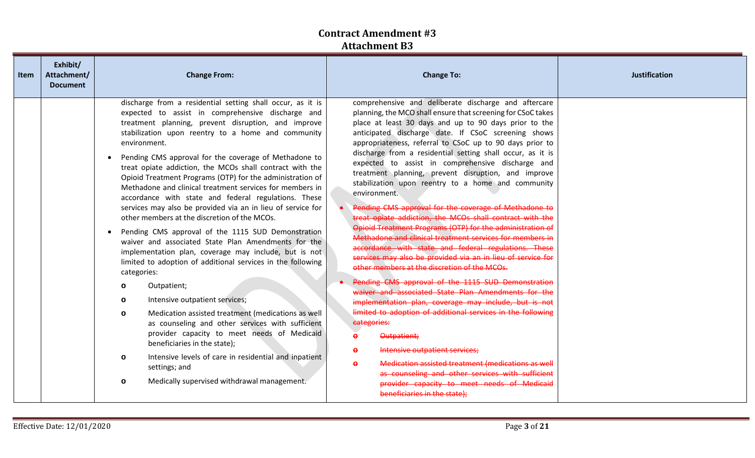# Contract Amendment #3
## Attachment B3

| Item | Exhibit/ Attachment/ Document | Change From: | Change To: | Justification |
|---|---|---|---|---|
| | | discharge from a residential setting shall occur, as it is expected to assist in comprehensive discharge and treatment planning, prevent disruption, and improve stabilization upon reentry to a home and community environment.<br><br>• Pending CMS approval for the coverage of Methadone to treat opiate addiction, the MCOs shall contract with the Opioid Treatment Programs (OTP) for the administration of Methadone and clinical treatment services for members in accordance with state and federal regulations. These services may also be provided via an in lieu of service for other members at the discretion of the MCOs.<br><br>• Pending CMS approval of the 1115 SUD Demonstration waiver and associated State Plan Amendments for the implementation plan, coverage may include, but is not limited to adoption of additional services in the following categories:<br>o Outpatient;<br>o Intensive outpatient services;<br>o Medication assisted treatment (medications as well as counseling and other services with sufficient provider capacity to meet needs of Medicaid beneficiaries in the state);<br>o Intensive levels of care in residential and inpatient settings; and<br>o Medically supervised withdrawal management. | comprehensive and deliberate discharge and aftercare planning, the MCO shall ensure that screening for CSoC takes place at least 30 days and up to 90 days prior to the anticipated discharge date. If CSoC screening shows appropriateness, referral to CSoC up to 90 days prior to discharge from a residential setting shall occur, as it is expected to assist in comprehensive discharge and treatment planning, prevent disruption, and improve stabilization upon reentry to a home and community environment.<br><br>• ~~Pending CMS approval for the coverage of Methadone to treat opiate addiction, the MCOs shall contract with the Opioid Treatment Programs (OTP) for the administration of Methadone and clinical treatment services for members in accordance with state and federal regulations. These services may also be provided via an in lieu of service for other members at the discretion of the MCOs.~~<br><br>• ~~Pending CMS approval of the 1115 SUD Demonstration waiver and associated State Plan Amendments for the implementation plan, coverage may include, but is not limited to adoption of additional services in the following categories:~~<br>o ~~Outpatient;~~<br>o ~~Intensive outpatient services;~~<br>o ~~Medication assisted treatment (medications as well as counseling and other services with sufficient provider capacity to meet needs of Medicaid beneficiaries in the state);~~ | |

Effective Date: 12/01/2020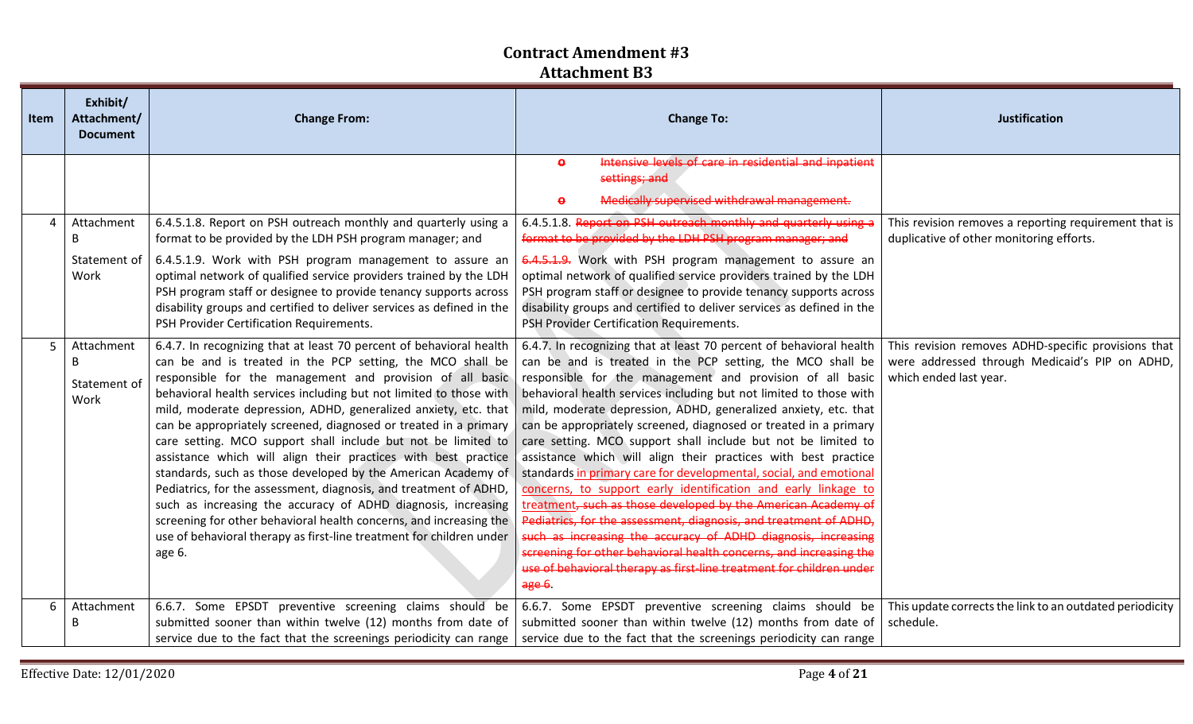# Contract Amendment #3
## Attachment B3

| Item | Exhibit/ Attachment/ Document | Change From: | Change To: | Justification |
|---|---|---|---|---|
| | | | ~~o Intensive levels of care in residential and inpatient settings; and~~<br>~~o Medically supervised withdrawal management.~~ | |
| 4 | Attachment B<br><br>Statement of Work | 6.4.5.1.8. Report on PSH outreach monthly and quarterly using a format to be provided by the LDH PSH program manager; and<br><br>6.4.5.1.9. Work with PSH program management to assure an optimal network of qualified service providers trained by the LDH PSH program staff or designee to provide tenancy supports across disability groups and certified to deliver services as defined in the PSH Provider Certification Requirements. | 6.4.5.1.8. ~~Report on PSH outreach monthly and quarterly using a format to be provided by the LDH PSH program manager; and~~<br><br>~~6.4.5.1.9.~~ Work with PSH program management to assure an optimal network of qualified service providers trained by the LDH PSH program staff or designee to provide tenancy supports across disability groups and certified to deliver services as defined in the PSH Provider Certification Requirements. | This revision removes a reporting requirement that is duplicative of other monitoring efforts. |
| 5 | Attachment B<br><br>Statement of Work | 6.4.7. In recognizing that at least 70 percent of behavioral health can be and is treated in the PCP setting, the MCO shall be responsible for the management and provision of all basic behavioral health services including but not limited to those with mild, moderate depression, ADHD, generalized anxiety, etc. that can be appropriately screened, diagnosed or treated in a primary care setting. MCO support shall include but not be limited to assistance which will align their practices with best practice standards, such as those developed by the American Academy of Pediatrics, for the assessment, diagnosis, and treatment of ADHD, such as increasing the accuracy of ADHD diagnosis, increasing screening for other behavioral health concerns, and increasing the use of behavioral therapy as first-line treatment for children under age 6. | 6.4.7. In recognizing that at least 70 percent of behavioral health can be and is treated in the PCP setting, the MCO shall be responsible for the management and provision of all basic behavioral health services including but not limited to those with mild, moderate depression, ADHD, generalized anxiety, etc. that can be appropriately screened, diagnosed or treated in a primary care setting. MCO support shall include but not be limited to assistance which will align their practices with best practice standards in primary care for developmental, social, and emotional concerns, to support early identification and early linkage to treatment~~, such as those developed by the American Academy of Pediatrics, for the assessment, diagnosis, and treatment of ADHD, such as increasing the accuracy of ADHD diagnosis, increasing screening for other behavioral health concerns, and increasing the use of behavioral therapy as first-line treatment for children under age 6~~. | This revision removes ADHD-specific provisions that were addressed through Medicaid's PIP on ADHD, which ended last year. |
| 6 | Attachment B | 6.6.7. Some EPSDT preventive screening claims should be submitted sooner than within twelve (12) months from date of service due to the fact that the screenings periodicity can range | 6.6.7. Some EPSDT preventive screening claims should be submitted sooner than within twelve (12) months from date of service due to the fact that the screenings periodicity can range | This update corrects the link to an outdated periodicity schedule. |

Effective Date: 12/01/2020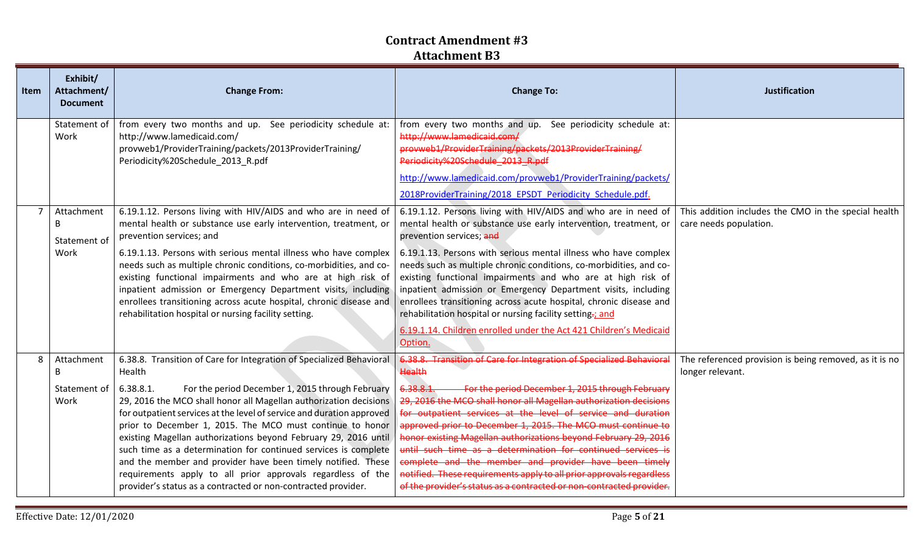# Contract Amendment #3
## Attachment B3

| Item | Exhibit/ Attachment/ Document | Change From: | Change To: | Justification |
|---|---|---|---|---|
| | Statement of Work | from every two months and up. See periodicity schedule at: http://www.lamedicaid.com/ provweb1/ProviderTraining/packets/2013ProviderTraining/ Periodicity%20Schedule_2013_R.pdf | from every two months and up. See periodicity schedule at: ~~http://www.lamedicaid.com/ provweb1/ProviderTraining/packets/2013ProviderTraining/ Periodicity%20Schedule_2013_R.pdf~~ http://www.lamedicaid.com/provweb1/ProviderTraining/packets/ 2018ProviderTraining/2018_EPSDT_Periodicity_Schedule.pdf. | |
| 7 | Attachment B Statement of Work | 6.19.1.12. Persons living with HIV/AIDS and who are in need of mental health or substance use early intervention, treatment, or prevention services; and<br><br>6.19.1.13. Persons with serious mental illness who have complex needs such as multiple chronic conditions, co-morbidities, and co-existing functional impairments and who are at high risk of inpatient admission or Emergency Department visits, including enrollees transitioning across acute hospital, chronic disease and rehabilitation hospital or nursing facility setting. | 6.19.1.12. Persons living with HIV/AIDS and who are in need of mental health or substance use early intervention, treatment, or prevention services; ~~and~~<br><br>6.19.1.13. Persons with serious mental illness who have complex needs such as multiple chronic conditions, co-morbidities, and co-existing functional impairments and who are at high risk of inpatient admission or Emergency Department visits, including enrollees transitioning across acute hospital, chronic disease and rehabilitation hospital or nursing facility setting~~.~~; and<br><br>6.19.1.14. Children enrolled under the Act 421 Children's Medicaid Option. | This addition includes the CMO in the special health care needs population. |
| 8 | Attachment B Statement of Work | 6.38.8. Transition of Care for Integration of Specialized Behavioral Health<br><br>6.38.8.1. For the period December 1, 2015 through February 29, 2016 the MCO shall honor all Magellan authorization decisions for outpatient services at the level of service and duration approved prior to December 1, 2015. The MCO must continue to honor existing Magellan authorizations beyond February 29, 2016 until such time as a determination for continued services is complete and the member and provider have been timely notified. These requirements apply to all prior approvals regardless of the provider's status as a contracted or non-contracted provider. | ~~6.38.8. Transition of Care for Integration of Specialized Behavioral Health~~<br><br>~~6.38.8.1. For the period December 1, 2015 through February 29, 2016 the MCO shall honor all Magellan authorization decisions for outpatient services at the level of service and duration approved prior to December 1, 2015. The MCO must continue to honor existing Magellan authorizations beyond February 29, 2016 until such time as a determination for continued services is complete and the member and provider have been timely notified. These requirements apply to all prior approvals regardless of the provider's status as a contracted or non-contracted provider.~~ | The referenced provision is being removed, as it is no longer relevant. |

Effective Date: 12/01/2020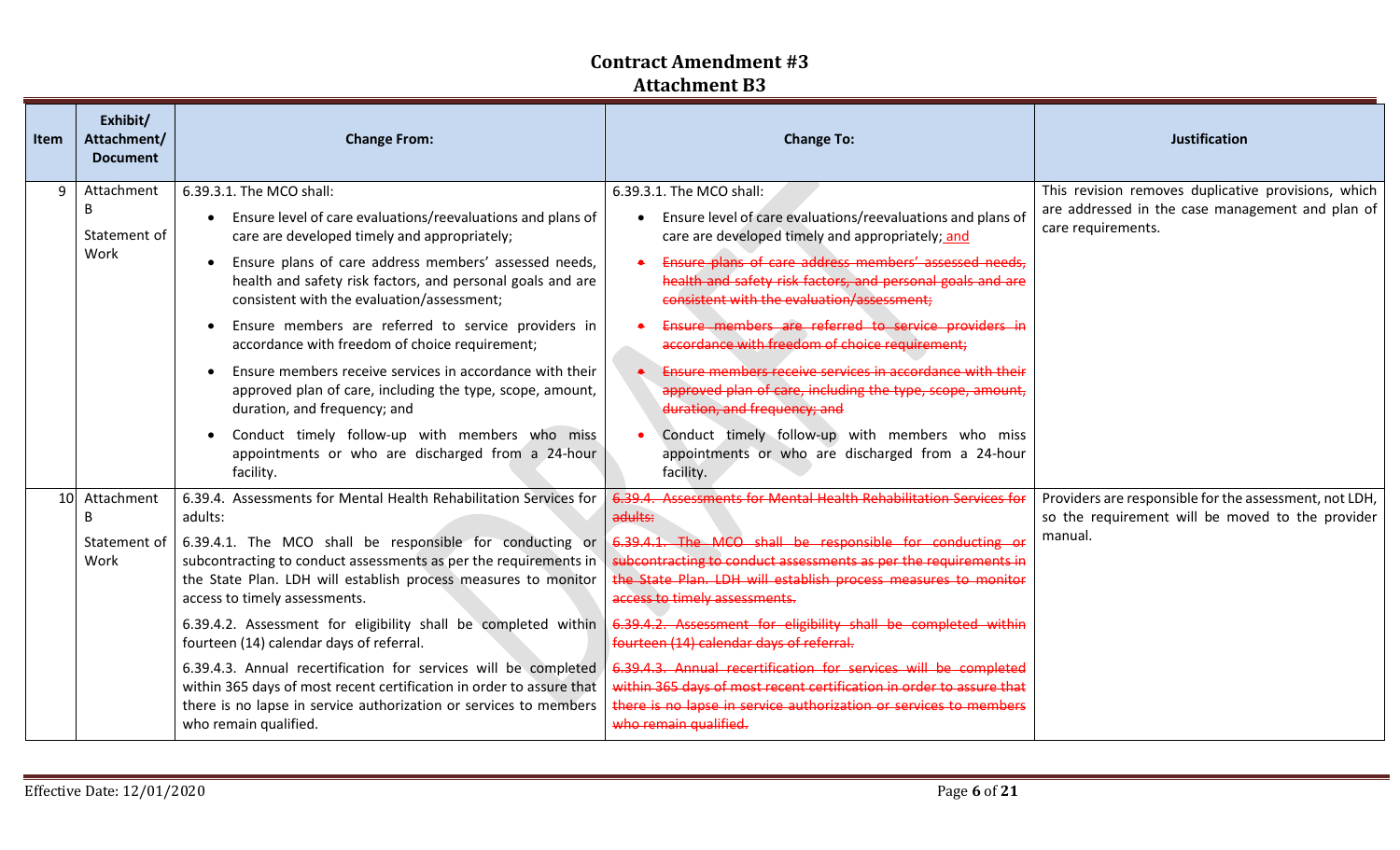# Contract Amendment #3

## Attachment B3

| Item | Exhibit/ Attachment/ Document | Change From: | Change To: | Justification |
|---|---|---|---|---|
| 9 | Attachment B<br><br>Statement of Work | 6.39.3.1. The MCO shall:<br>• Ensure level of care evaluations/reevaluations and plans of care are developed timely and appropriately;<br>• Ensure plans of care address members' assessed needs, health and safety risk factors, and personal goals and are consistent with the evaluation/assessment;<br>• Ensure members are referred to service providers in accordance with freedom of choice requirement;<br>• Ensure members receive services in accordance with their approved plan of care, including the type, scope, amount, duration, and frequency; and<br>• Conduct timely follow-up with members who miss appointments or who are discharged from a 24-hour facility. | 6.39.3.1. The MCO shall:<br>• Ensure level of care evaluations/reevaluations and plans of care are developed timely and appropriately; and<br>• ~~Ensure plans of care address members' assessed needs, health and safety risk factors, and personal goals and are consistent with the evaluation/assessment;~~<br>• ~~Ensure members are referred to service providers in accordance with freedom of choice requirement;~~<br>• ~~Ensure members receive services in accordance with their approved plan of care, including the type, scope, amount, duration, and frequency; and~~<br>• Conduct timely follow-up with members who miss appointments or who are discharged from a 24-hour facility. | This revision removes duplicative provisions, which are addressed in the case management and plan of care requirements. |
| 10 | Attachment B<br><br>Statement of Work | 6.39.4. Assessments for Mental Health Rehabilitation Services for adults:<br>6.39.4.1. The MCO shall be responsible for conducting or subcontracting to conduct assessments as per the requirements in the State Plan. LDH will establish process measures to monitor access to timely assessments.<br>6.39.4.2. Assessment for eligibility shall be completed within fourteen (14) calendar days of referral.<br>6.39.4.3. Annual recertification for services will be completed within 365 days of most recent certification in order to assure that there is no lapse in service authorization or services to members who remain qualified. | ~~6.39.4. Assessments for Mental Health Rehabilitation Services for adults:~~<br>~~6.39.4.1. The MCO shall be responsible for conducting or subcontracting to conduct assessments as per the requirements in the State Plan. LDH will establish process measures to monitor access to timely assessments.~~<br>~~6.39.4.2. Assessment for eligibility shall be completed within fourteen (14) calendar days of referral.~~<br>~~6.39.4.3. Annual recertification for services will be completed within 365 days of most recent certification in order to assure that there is no lapse in service authorization or services to members who remain qualified.~~ | Providers are responsible for the assessment, not LDH, so the requirement will be moved to the provider manual. |

Effective Date: 12/01/2020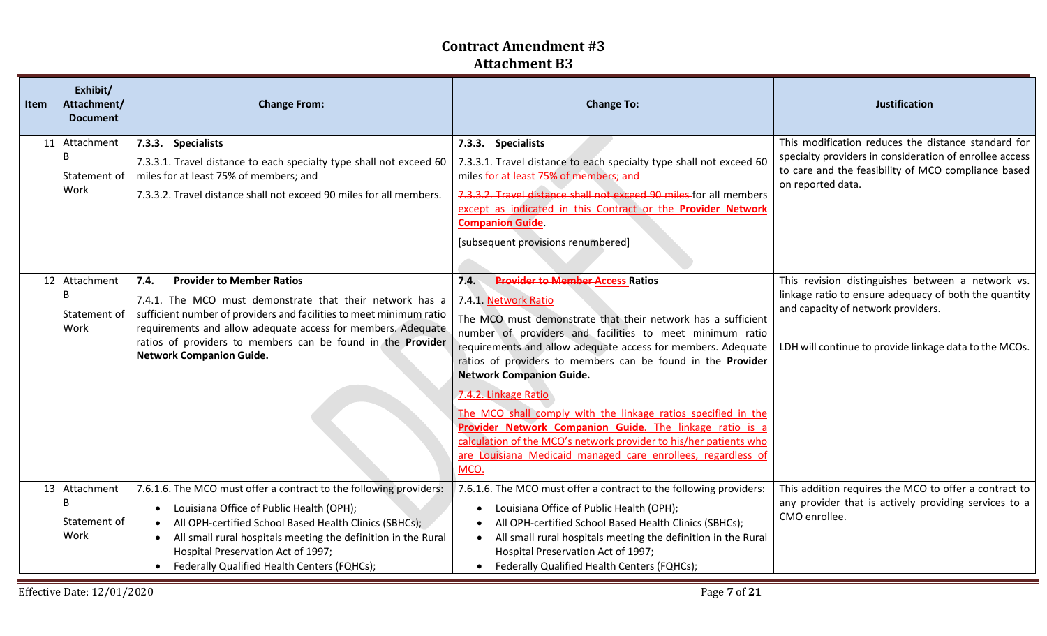# Contract Amendment #3
## Attachment B3

| Item | Exhibit/ Attachment/ Document | Change From: | Change To: | Justification |
|---|---|---|---|---|
| 11 | Attachment B Statement of Work | **7.3.3. Specialists**<br>7.3.3.1. Travel distance to each specialty type shall not exceed 60 miles for at least 75% of members; and<br>7.3.3.2. Travel distance shall not exceed 90 miles for all members. | **7.3.3. Specialists**<br>7.3.3.1. Travel distance to each specialty type shall not exceed 60 miles ~~for at least 75% of members; and~~<br>~~7.3.3.2. Travel distance shall not exceed 90 miles~~ for all members except as indicated in this Contract or the **Provider Network Companion Guide**.<br>[subsequent provisions renumbered] | This modification reduces the distance standard for specialty providers in consideration of enrollee access to care and the feasibility of MCO compliance based on reported data. |
| 12 | Attachment B Statement of Work | **7.4. Provider to Member Ratios**<br>7.4.1. The MCO must demonstrate that their network has a sufficient number of providers and facilities to meet minimum ratio requirements and allow adequate access for members. Adequate ratios of providers to members can be found in the **Provider Network Companion Guide.** | **7.4.** ~~**Provider to Member**~~ **Access Ratios**<br>7.4.1. Network Ratio<br>The MCO must demonstrate that their network has a sufficient number of providers and facilities to meet minimum ratio requirements and allow adequate access for members. Adequate ratios of providers to members can be found in the **Provider Network Companion Guide.**<br>7.4.2. Linkage Ratio<br>The MCO shall comply with the linkage ratios specified in the **Provider Network Companion Guide**. The linkage ratio is a calculation of the MCO's network provider to his/her patients who are Louisiana Medicaid managed care enrollees, regardless of MCO. | This revision distinguishes between a network vs. linkage ratio to ensure adequacy of both the quantity and capacity of network providers.<br><br>LDH will continue to provide linkage data to the MCOs. |
| 13 | Attachment B Statement of Work | 7.6.1.6. The MCO must offer a contract to the following providers:<br>• Louisiana Office of Public Health (OPH);<br>• All OPH-certified School Based Health Clinics (SBHCs);<br>• All small rural hospitals meeting the definition in the Rural Hospital Preservation Act of 1997;<br>• Federally Qualified Health Centers (FQHCs); | 7.6.1.6. The MCO must offer a contract to the following providers:<br>• Louisiana Office of Public Health (OPH);<br>• All OPH-certified School Based Health Clinics (SBHCs);<br>• All small rural hospitals meeting the definition in the Rural Hospital Preservation Act of 1997;<br>• Federally Qualified Health Centers (FQHCs); | This addition requires the MCO to offer a contract to any provider that is actively providing services to a CMO enrollee. |

Effective Date: 12/01/2020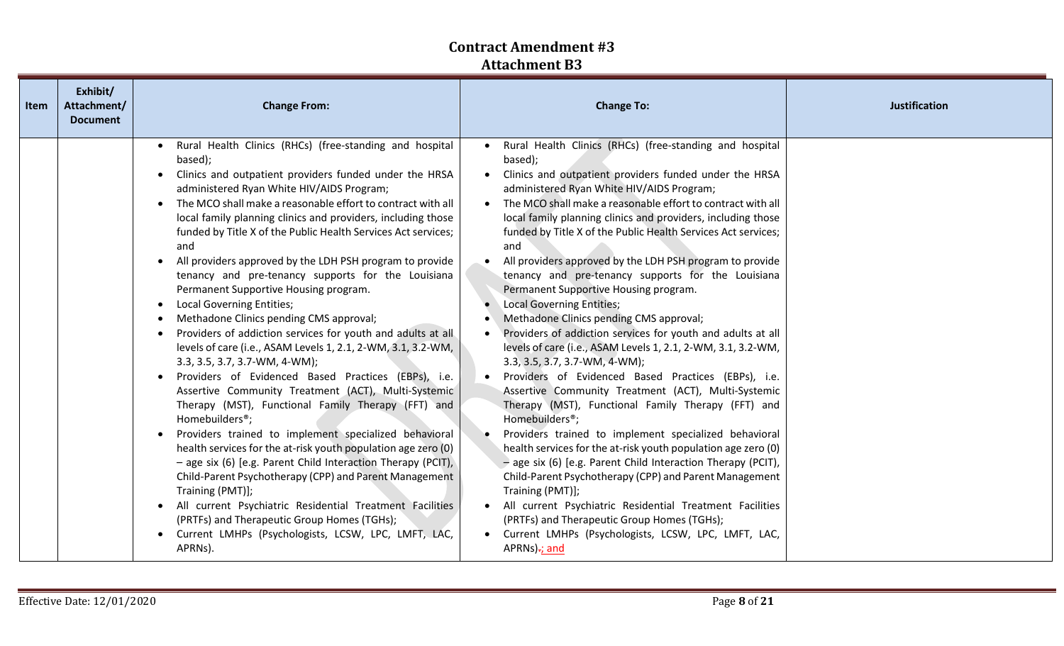# Contract Amendment #3
## Attachment B3

| Item | Exhibit/ Attachment/ Document | Change From: | Change To: | Justification |
|---|---|---|---|---|
| | | • Rural Health Clinics (RHCs) (free-standing and hospital based);<br>• Clinics and outpatient providers funded under the HRSA administered Ryan White HIV/AIDS Program;<br>• The MCO shall make a reasonable effort to contract with all local family planning clinics and providers, including those funded by Title X of the Public Health Services Act services; and<br>• All providers approved by the LDH PSH program to provide tenancy and pre-tenancy supports for the Louisiana Permanent Supportive Housing program.<br>• Local Governing Entities;<br>• Methadone Clinics pending CMS approval;<br>• Providers of addiction services for youth and adults at all levels of care (i.e., ASAM Levels 1, 2.1, 2-WM, 3.1, 3.2-WM, 3.3, 3.5, 3.7, 3.7-WM, 4-WM);<br>• Providers of Evidenced Based Practices (EBPs), i.e. Assertive Community Treatment (ACT), Multi-Systemic Therapy (MST), Functional Family Therapy (FFT) and Homebuilders®;<br>• Providers trained to implement specialized behavioral health services for the at-risk youth population age zero (0) – age six (6) [e.g. Parent Child Interaction Therapy (PCIT), Child-Parent Psychotherapy (CPP) and Parent Management Training (PMT)];<br>• All current Psychiatric Residential Treatment Facilities (PRTFs) and Therapeutic Group Homes (TGHs);<br>• Current LMHPs (Psychologists, LCSW, LPC, LMFT, LAC, APRNs). | • Rural Health Clinics (RHCs) (free-standing and hospital based);<br>• Clinics and outpatient providers funded under the HRSA administered Ryan White HIV/AIDS Program;<br>• The MCO shall make a reasonable effort to contract with all local family planning clinics and providers, including those funded by Title X of the Public Health Services Act services; and<br>• All providers approved by the LDH PSH program to provide tenancy and pre-tenancy supports for the Louisiana Permanent Supportive Housing program.<br>• Local Governing Entities;<br>• Methadone Clinics pending CMS approval;<br>• Providers of addiction services for youth and adults at all levels of care (i.e., ASAM Levels 1, 2.1, 2-WM, 3.1, 3.2-WM, 3.3, 3.5, 3.7, 3.7-WM, 4-WM);<br>• Providers of Evidenced Based Practices (EBPs), i.e. Assertive Community Treatment (ACT), Multi-Systemic Therapy (MST), Functional Family Therapy (FFT) and Homebuilders®;<br>• Providers trained to implement specialized behavioral health services for the at-risk youth population age zero (0) – age six (6) [e.g. Parent Child Interaction Therapy (PCIT), Child-Parent Psychotherapy (CPP) and Parent Management Training (PMT)];<br>• All current Psychiatric Residential Treatment Facilities (PRTFs) and Therapeutic Group Homes (TGHs);<br>• Current LMHPs (Psychologists, LCSW, LPC, LMFT, LAC, APRNs)~~.~~; and | |

Effective Date: 12/01/2020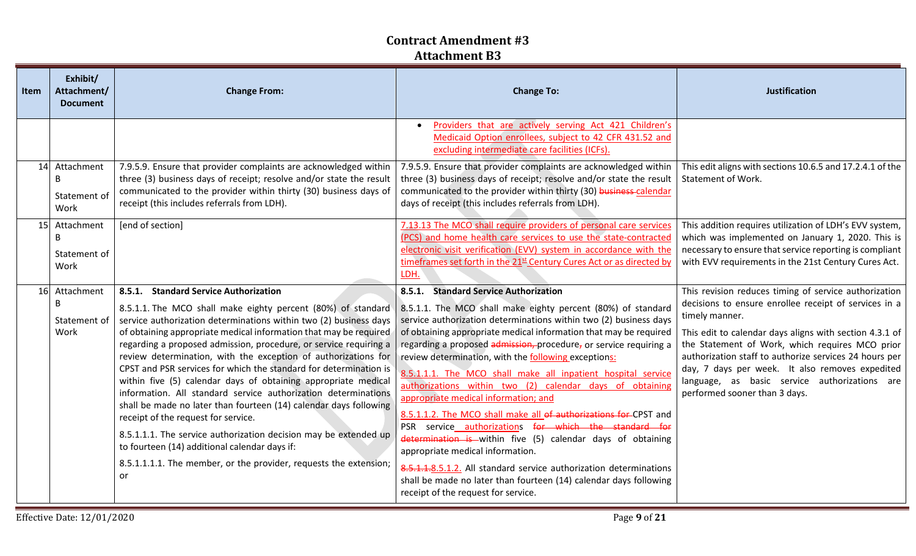# Contract Amendment #3
## Attachment B3

| Item | Exhibit/ Attachment/ Document | Change From: | Change To: | Justification |
|---|---|---|---|---|
| | | | • Providers that are actively serving Act 421 Children's Medicaid Option enrollees, subject to 42 CFR 431.52 and excluding intermediate care facilities (ICFs). | |
| 14 | Attachment B Statement of Work | 7.9.5.9. Ensure that provider complaints are acknowledged within three (3) business days of receipt; resolve and/or state the result communicated to the provider within thirty (30) business days of receipt (this includes referrals from LDH). | 7.9.5.9. Ensure that provider complaints are acknowledged within three (3) business days of receipt; resolve and/or state the result communicated to the provider within thirty (30) ~~business~~ calendar days of receipt (this includes referrals from LDH). | This edit aligns with sections 10.6.5 and 17.2.4.1 of the Statement of Work. |
| 15 | Attachment B Statement of Work | [end of section] | 7.13.13 The MCO shall require providers of personal care services (PCS) and home health care services to use the state-contracted electronic visit verification (EVV) system in accordance with the timeframes set forth in the 21st Century Cures Act or as directed by LDH. | This addition requires utilization of LDH's EVV system, which was implemented on January 1, 2020. This is necessary to ensure that service reporting is compliant with EVV requirements in the 21st Century Cures Act. |
| 16 | Attachment B Statement of Work | **8.5.1. Standard Service Authorization**<br><br>8.5.1.1. The MCO shall make eighty percent (80%) of standard service authorization determinations within two (2) business days of obtaining appropriate medical information that may be required regarding a proposed admission, procedure, or service requiring a review determination, with the exception of authorizations for CPST and PSR services for which the standard for determination is within five (5) calendar days of obtaining appropriate medical information. All standard service authorization determinations shall be made no later than fourteen (14) calendar days following receipt of the request for service.<br><br>8.5.1.1.1. The service authorization decision may be extended up to fourteen (14) additional calendar days if:<br><br>8.5.1.1.1.1. The member, or the provider, requests the extension; or | **8.5.1. Standard Service Authorization**<br><br>8.5.1.1. The MCO shall make eighty percent (80%) of standard service authorization determinations within two (2) business days of obtaining appropriate medical information that may be required regarding a proposed ~~admission,~~ procedure~~,~~ or service requiring a review determination, with the following exceptions:<br><br>8.5.1.1.1. The MCO shall make all inpatient hospital service authorizations within two (2) calendar days of obtaining appropriate medical information; and<br><br>8.5.1.1.2. The MCO shall make all ~~of authorizations for~~ CPST and PSR service authorizations ~~for which the standard for determination is~~ within five (5) calendar days of obtaining appropriate medical information.<br><br>~~8.5.1.1.~~ 8.5.1.2. All standard service authorization determinations shall be made no later than fourteen (14) calendar days following receipt of the request for service. | This revision reduces timing of service authorization decisions to ensure enrollee receipt of services in a timely manner.<br><br>This edit to calendar days aligns with section 4.3.1 of the Statement of Work, which requires MCO prior authorization staff to authorize services 24 hours per day, 7 days per week. It also removes expedited language, as basic service authorizations are performed sooner than 3 days. |

Effective Date: 12/01/2020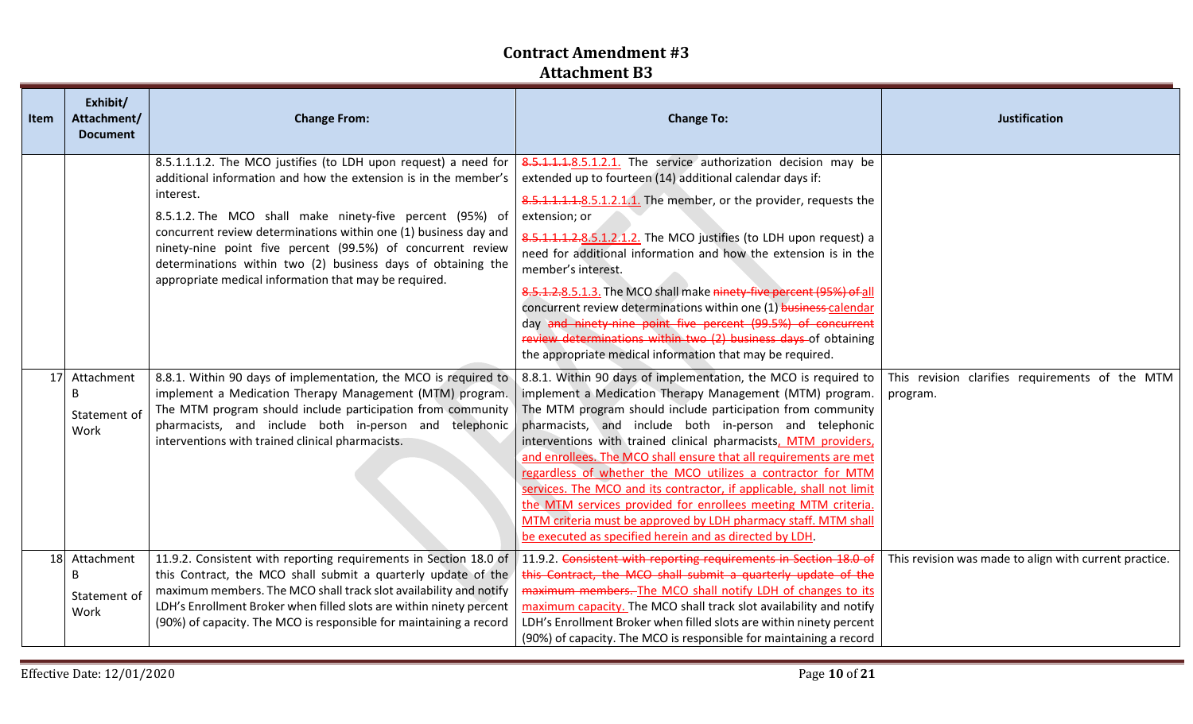# Contract Amendment #3

## Attachment B3

| Item | Exhibit/ Attachment/ Document | Change From: | Change To: | Justification |
|---|---|---|---|---|
| | | 8.5.1.1.2. The MCO justifies (to LDH upon request) a need for additional information and how the extension is in the member's interest.<br><br>8.5.1.2. The MCO shall make ninety-five percent (95%) of concurrent review determinations within one (1) business day and ninety-nine point five percent (99.5%) of concurrent review determinations within two (2) business days of obtaining the appropriate medical information that may be required. | ~~8.5.1.1.~~8.5.1.2.1. The service authorization decision may be extended up to fourteen (14) additional calendar days if:<br><br>~~8.5.1.1.1.1.~~8.5.1.2.1.1. The member, or the provider, requests the extension; or<br><br>~~8.5.1.1.1.2.~~8.5.1.2.1.2. The MCO justifies (to LDH upon request) a need for additional information and how the extension is in the member's interest.<br><br>~~8.5.1.2.~~8.5.1.3. The MCO shall make ~~ninety-five percent (95%) of~~ all concurrent review determinations within one (1) ~~business~~ calendar day ~~and ninety-nine point five percent (99.5%) of concurrent review determinations within two (2) business days~~ of obtaining the appropriate medical information that may be required. | |
| 17 | Attachment B<br><br>Statement of Work | 8.8.1. Within 90 days of implementation, the MCO is required to implement a Medication Therapy Management (MTM) program. The MTM program should include participation from community pharmacists, and include both in-person and telephonic interventions with trained clinical pharmacists. | 8.8.1. Within 90 days of implementation, the MCO is required to implement a Medication Therapy Management (MTM) program. The MTM program should include participation from community pharmacists, and include both in-person and telephonic interventions with trained clinical pharmacists, MTM providers, and enrollees. The MCO shall ensure that all requirements are met regardless of whether the MCO utilizes a contractor for MTM services. The MCO and its contractor, if applicable, shall not limit the MTM services provided for enrollees meeting MTM criteria. MTM criteria must be approved by LDH pharmacy staff. MTM shall be executed as specified herein and as directed by LDH. | This revision clarifies requirements of the MTM program. |
| 18 | Attachment B<br><br>Statement of Work | 11.9.2. Consistent with reporting requirements in Section 18.0 of this Contract, the MCO shall submit a quarterly update of the maximum members. The MCO shall track slot availability and notify LDH's Enrollment Broker when filled slots are within ninety percent (90%) of capacity. The MCO is responsible for maintaining a record | 11.9.2. ~~Consistent with reporting requirements in Section 18.0 of this Contract, the MCO shall submit a quarterly update of the maximum members.~~ The MCO shall notify LDH of changes to its maximum capacity. The MCO shall track slot availability and notify LDH's Enrollment Broker when filled slots are within ninety percent (90%) of capacity. The MCO is responsible for maintaining a record | This revision was made to align with current practice. |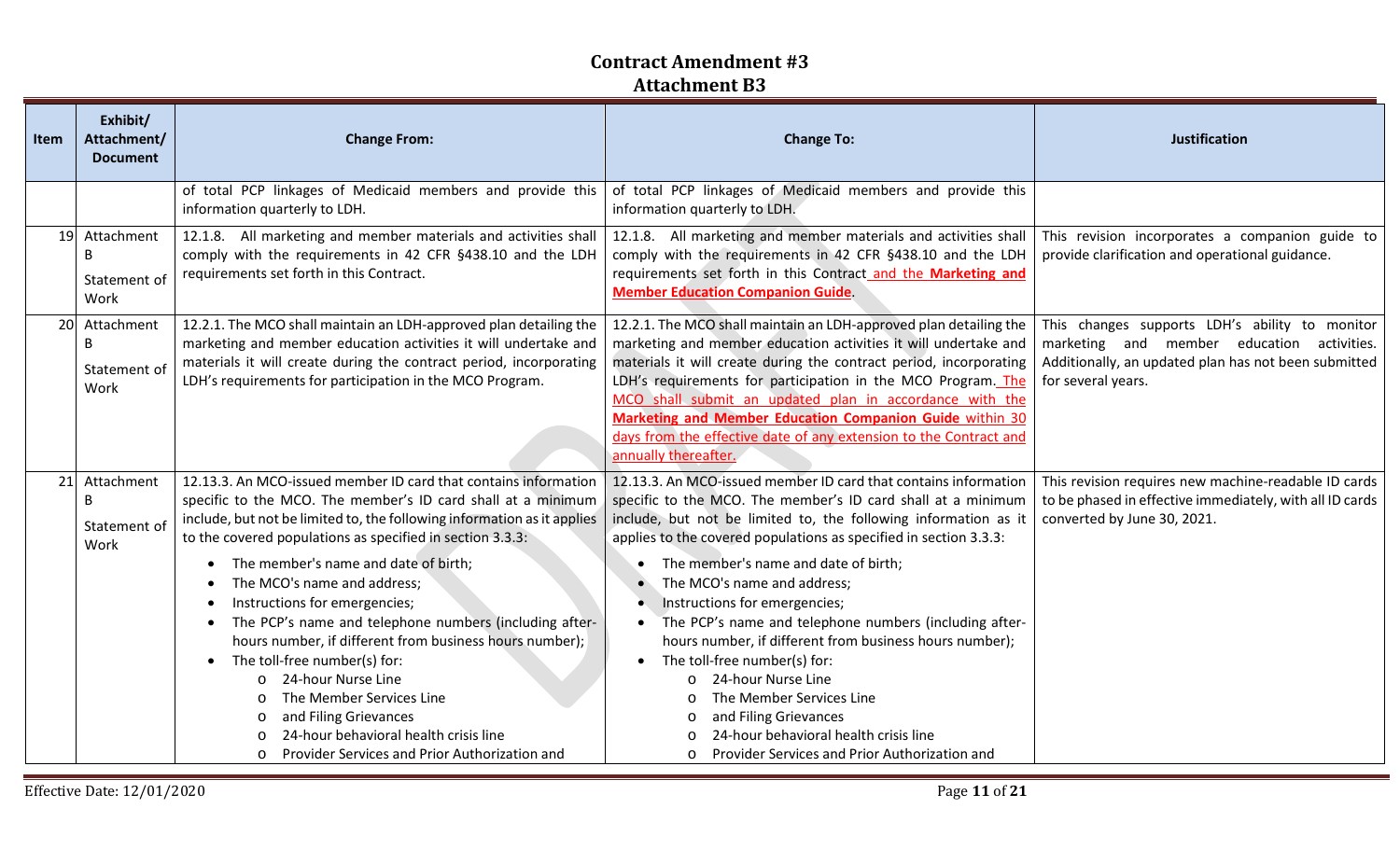# Contract Amendment #3
## Attachment B3

| Item | Exhibit/ Attachment/ Document | Change From: | Change To: | Justification |
|---|---|---|---|---|
| | | of total PCP linkages of Medicaid members and provide this information quarterly to LDH. | of total PCP linkages of Medicaid members and provide this information quarterly to LDH. | |
| 19 | Attachment B Statement of Work | 12.1.8. All marketing and member materials and activities shall comply with the requirements in 42 CFR §438.10 and the LDH requirements set forth in this Contract. | 12.1.8. All marketing and member materials and activities shall comply with the requirements in 42 CFR §438.10 and the LDH requirements set forth in this Contract and the **Marketing and Member Education Companion Guide**. | This revision incorporates a companion guide to provide clarification and operational guidance. |
| 20 | Attachment B Statement of Work | 12.2.1. The MCO shall maintain an LDH-approved plan detailing the marketing and member education activities it will undertake and materials it will create during the contract period, incorporating LDH's requirements for participation in the MCO Program. | 12.2.1. The MCO shall maintain an LDH-approved plan detailing the marketing and member education activities it will undertake and materials it will create during the contract period, incorporating LDH's requirements for participation in the MCO Program. The MCO shall submit an updated plan in accordance with the **Marketing and Member Education Companion Guide** within 30 days from the effective date of any extension to the Contract and annually thereafter. | This changes supports LDH's ability to monitor marketing and member education activities. Additionally, an updated plan has not been submitted for several years. |
| 21 | Attachment B Statement of Work | 12.13.3. An MCO-issued member ID card that contains information specific to the MCO. The member's ID card shall at a minimum include, but not be limited to, the following information as it applies to the covered populations as specified in section 3.3.3:<br>• The member's name and date of birth;<br>• The MCO's name and address;<br>• Instructions for emergencies;<br>• The PCP's name and telephone numbers (including after-hours number, if different from business hours number);<br>• The toll-free number(s) for:<br>  o 24-hour Nurse Line<br>  o The Member Services Line<br>  o and Filing Grievances<br>  o 24-hour behavioral health crisis line<br>  o Provider Services and Prior Authorization and | 12.13.3. An MCO-issued member ID card that contains information specific to the MCO. The member's ID card shall at a minimum include, but not be limited to, the following information as it applies to the covered populations as specified in section 3.3.3:<br>• The member's name and date of birth;<br>• The MCO's name and address;<br>• Instructions for emergencies;<br>• The PCP's name and telephone numbers (including after-hours number, if different from business hours number);<br>• The toll-free number(s) for:<br>  o 24-hour Nurse Line<br>  o The Member Services Line<br>  o and Filing Grievances<br>  o 24-hour behavioral health crisis line<br>  o Provider Services and Prior Authorization and | This revision requires new machine-readable ID cards to be phased in effective immediately, with all ID cards converted by June 30, 2021. |

Effective Date: 12/01/2020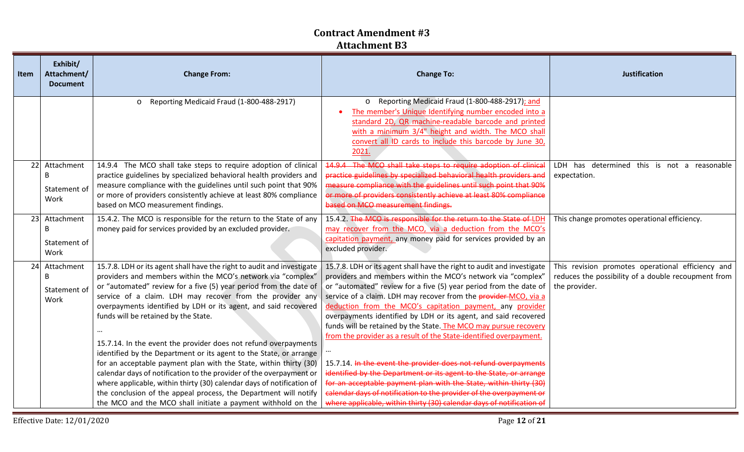# Contract Amendment #3

## Attachment B3

| Item | Exhibit/ Attachment/ Document | Change From: | Change To: | Justification |
|---|---|---|---|---|
| | | o Reporting Medicaid Fraud (1-800-488-2917) | o Reporting Medicaid Fraud (1-800-488-2917); and<br>• The member's Unique Identifying number encoded into a standard 2D, QR machine-readable barcode and printed with a minimum 3/4" height and width. The MCO shall convert all ID cards to include this barcode by June 30, 2021. | |
| 22 | Attachment B Statement of Work | 14.9.4 The MCO shall take steps to require adoption of clinical practice guidelines by specialized behavioral health providers and measure compliance with the guidelines until such point that 90% or more of providers consistently achieve at least 80% compliance based on MCO measurement findings. | ~~14.9.4 The MCO shall take steps to require adoption of clinical practice guidelines by specialized behavioral health providers and measure compliance with the guidelines until such point that 90% or more of providers consistently achieve at least 80% compliance based on MCO measurement findings.~~ | LDH has determined this is not a reasonable expectation. |
| 23 | Attachment B Statement of Work | 15.4.2. The MCO is responsible for the return to the State of any money paid for services provided by an excluded provider. | 15.4.2. ~~The MCO is responsible for the return to the State of~~ LDH may recover from the MCO, via a deduction from the MCO's capitation payment, any money paid for services provided by an excluded provider. | This change promotes operational efficiency. |
| 24 | Attachment B Statement of Work | 15.7.8. LDH or its agent shall have the right to audit and investigate providers and members within the MCO's network via "complex" or "automated" review for a five (5) year period from the date of service of a claim. LDH may recover from the provider any overpayments identified by LDH or its agent, and said recovered funds will be retained by the State.<br><br>…<br><br>15.7.14. In the event the provider does not refund overpayments identified by the Department or its agent to the State, or arrange for an acceptable payment plan with the State, within thirty (30) calendar days of notification to the provider of the overpayment or where applicable, within thirty (30) calendar days of notification of the conclusion of the appeal process, the Department will notify the MCO and the MCO shall initiate a payment withhold on the | 15.7.8. LDH or its agent shall have the right to audit and investigate providers and members within the MCO's network via "complex" or "automated" review for a five (5) year period from the date of service of a claim. LDH may recover from the ~~provider~~ MCO, via a deduction from the MCO's capitation payment, any provider overpayments identified by LDH or its agent, and said recovered funds will be retained by the State. The MCO may pursue recovery from the provider as a result of the State-identified overpayment.<br><br>…<br><br>15.7.14. ~~In the event the provider does not refund overpayments identified by the Department or its agent to the State, or arrange for an acceptable payment plan with the State, within thirty (30) calendar days of notification to the provider of the overpayment or where applicable, within thirty (30) calendar days of notification of~~ | This revision promotes operational efficiency and reduces the possibility of a double recoupment from the provider. |

Effective Date: 12/01/2020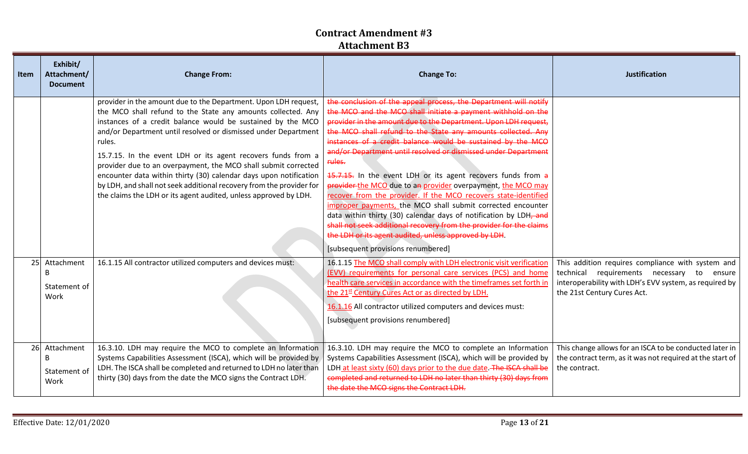# Contract Amendment #3

## Attachment B3

| Item | Exhibit/ Attachment/ Document | Change From: | Change To: | Justification |
|---|---|---|---|---|
| | | provider in the amount due to the Department. Upon LDH request, the MCO shall refund to the State any amounts collected. Any instances of a credit balance would be sustained by the MCO and/or Department until resolved or dismissed under Department rules.<br><br>15.7.15. In the event LDH or its agent recovers funds from a provider due to an overpayment, the MCO shall submit corrected encounter data within thirty (30) calendar days upon notification by LDH, and shall not seek additional recovery from the provider for the claims the LDH or its agent audited, unless approved by LDH. | ~~the conclusion of the appeal process, the Department will notify the MCO and the MCO shall initiate a payment withhold on the provider in the amount due to the Department. Upon LDH request, the MCO shall refund to the State any amounts collected. Any instances of a credit balance would be sustained by the MCO and/or Department until resolved or dismissed under Department rules.~~<br><br>~~15.7.15.~~ In the event LDH or its agent recovers funds from ~~a provider~~ the MCO due to a~~n~~ provider overpayment, the MCO may recover from the provider. If the MCO recovers state-identified improper payments, the MCO shall submit corrected encounter data within thirty (30) calendar days of notification by LDH~~, and shall not seek additional recovery from the provider for the claims the LDH or its agent audited, unless approved by LDH~~.<br><br>[subsequent provisions renumbered] | |
| 25 | Attachment B<br><br>Statement of Work | 16.1.15 All contractor utilized computers and devices must: | 16.1.15 The MCO shall comply with LDH electronic visit verification (EVV) requirements for personal care services (PCS) and home health care services in accordance with the timeframes set forth in the 21st Century Cures Act or as directed by LDH.<br><br>16.1.16 All contractor utilized computers and devices must:<br><br>[subsequent provisions renumbered] | This addition requires compliance with system and technical requirements necessary to ensure interoperability with LDH's EVV system, as required by the 21st Century Cures Act. |
| 26 | Attachment B<br><br>Statement of Work | 16.3.10. LDH may require the MCO to complete an Information Systems Capabilities Assessment (ISCA), which will be provided by LDH. The ISCA shall be completed and returned to LDH no later than thirty (30) days from the date the MCO signs the Contract LDH. | 16.3.10. LDH may require the MCO to complete an Information Systems Capabilities Assessment (ISCA), which will be provided by LDH at least sixty (60) days prior to the due date. ~~The ISCA shall be completed and returned to LDH no later than thirty (30) days from the date the MCO signs the Contract LDH.~~ | This change allows for an ISCA to be conducted later in the contract term, as it was not required at the start of the contract. |

Effective Date: 12/01/2020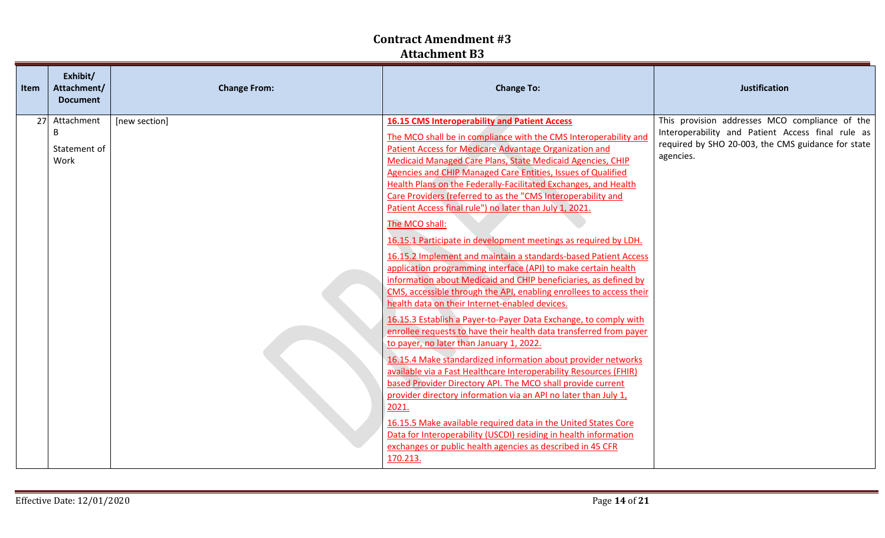# Contract Amendment #3
## Attachment B3

| Item | Exhibit/ Attachment/ Document | Change From: | Change To: | Justification |
|---|---|---|---|---|
| 27 | Attachment B<br>Statement of Work | [new section] | **16.15 CMS Interoperability and Patient Access**<br>The MCO shall be in compliance with the CMS Interoperability and Patient Access for Medicare Advantage Organization and Medicaid Managed Care Plans, State Medicaid Agencies, CHIP Agencies and CHIP Managed Care Entities, Issues of Qualified Health Plans on the Federally-Facilitated Exchanges, and Health Care Providers (referred to as the "CMS Interoperability and Patient Access final rule") no later than July 1, 2021.<br>The MCO shall:<br>16.15.1 Participate in development meetings as required by LDH.<br>16.15.2 Implement and maintain a standards-based Patient Access application programming interface (API) to make certain health information about Medicaid and CHIP beneficiaries, as defined by CMS, accessible through the API, enabling enrollees to access their health data on their Internet-enabled devices.<br>16.15.3 Establish a Payer-to-Payer Data Exchange, to comply with enrollee requests to have their health data transferred from payer to payer, no later than January 1, 2022.<br>16.15.4 Make standardized information about provider networks available via a Fast Healthcare Interoperability Resources (FHIR) based Provider Directory API. The MCO shall provide current provider directory information via an API no later than July 1, 2021.<br>16.15.5 Make available required data in the United States Core Data for Interoperability (USCDI) residing in health information exchanges or public health agencies as described in 45 CFR 170.213. | This provision addresses MCO compliance of the Interoperability and Patient Access final rule as required by SHO 20-003, the CMS guidance for state agencies. |

Effective Date: 12/01/2020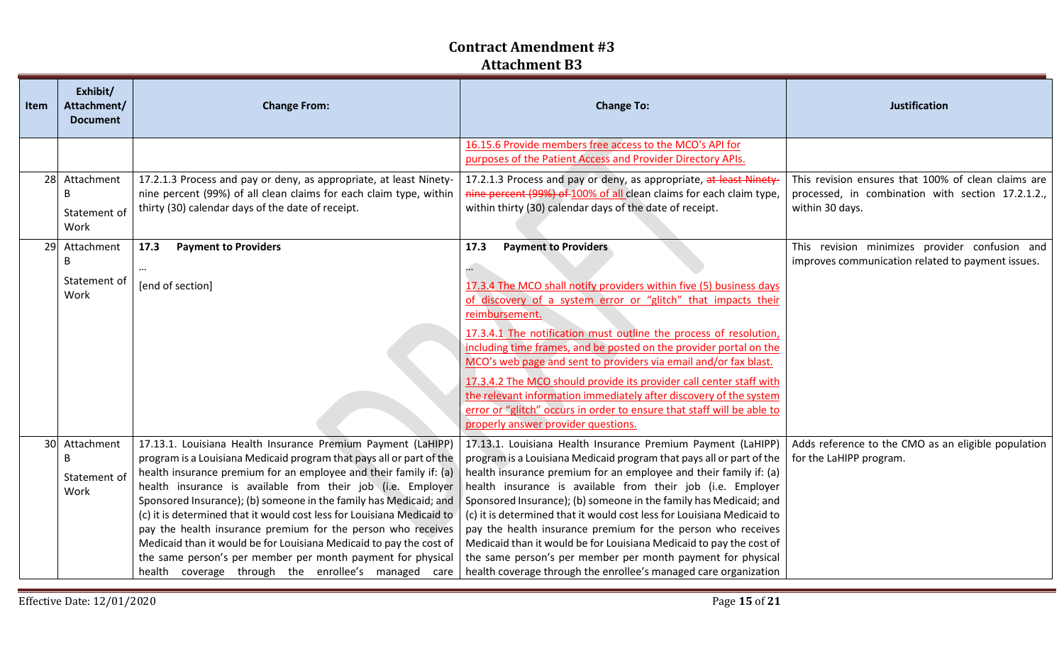# Contract Amendment #3

## Attachment B3

| Item | Exhibit/ Attachment/ Document | Change From: | Change To: | Justification |
|---|---|---|---|---|
| | | | 16.15.6 Provide members free access to the MCO's API for purposes of the Patient Access and Provider Directory APIs. | |
| 28 | Attachment B Statement of Work | 17.2.1.3 Process and pay or deny, as appropriate, at least Ninety-nine percent (99%) of all clean claims for each claim type, within thirty (30) calendar days of the date of receipt. | 17.2.1.3 Process and pay or deny, as appropriate, ~~at least Ninety-nine percent (99%) of~~ 100% of all clean claims for each claim type, within thirty (30) calendar days of the date of receipt. | This revision ensures that 100% of clean claims are processed, in combination with section 17.2.1.2., within 30 days. |
| 29 | Attachment B Statement of Work | **17.3 Payment to Providers**<br>…<br>[end of section] | **17.3 Payment to Providers**<br>…<br>17.3.4 The MCO shall notify providers within five (5) business days of discovery of a system error or "glitch" that impacts their reimbursement.<br>17.3.4.1 The notification must outline the process of resolution, including time frames, and be posted on the provider portal on the MCO's web page and sent to providers via email and/or fax blast.<br>17.3.4.2 The MCO should provide its provider call center staff with the relevant information immediately after discovery of the system error or "glitch" occurs in order to ensure that staff will be able to properly answer provider questions. | This revision minimizes provider confusion and improves communication related to payment issues. |
| 30 | Attachment B Statement of Work | 17.13.1. Louisiana Health Insurance Premium Payment (LaHIPP) program is a Louisiana Medicaid program that pays all or part of the health insurance premium for an employee and their family if: (a) health insurance is available from their job (i.e. Employer Sponsored Insurance); (b) someone in the family has Medicaid; and (c) it is determined that it would cost less for Louisiana Medicaid to pay the health insurance premium for the person who receives Medicaid than it would be for Louisiana Medicaid to pay the cost of the same person's per member per month payment for physical health coverage through the enrollee's managed care | 17.13.1. Louisiana Health Insurance Premium Payment (LaHIPP) program is a Louisiana Medicaid program that pays all or part of the health insurance premium for an employee and their family if: (a) health insurance is available from their job (i.e. Employer Sponsored Insurance); (b) someone in the family has Medicaid; and (c) it is determined that it would cost less for Louisiana Medicaid to pay the health insurance premium for the person who receives Medicaid than it would be for Louisiana Medicaid to pay the cost of the same person's per member per month payment for physical health coverage through the enrollee's managed care organization | Adds reference to the CMO as an eligible population for the LaHIPP program. |

Effective Date: 12/01/2020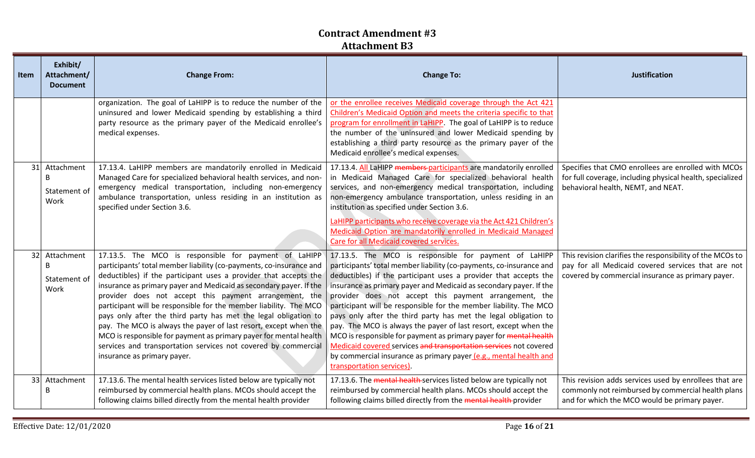# Contract Amendment #3

## Attachment B3

| Item | Exhibit/ Attachment/ Document | Change From: | Change To: | Justification |
|---|---|---|---|---|
| | | organization. The goal of LaHIPP is to reduce the number of the uninsured and lower Medicaid spending by establishing a third party resource as the primary payer of the Medicaid enrollee's medical expenses. | or the enrollee receives Medicaid coverage through the Act 421 Children's Medicaid Option and meets the criteria specific to that program for enrollment in LaHIPP. The goal of LaHIPP is to reduce the number of the uninsured and lower Medicaid spending by establishing a third party resource as the primary payer of the Medicaid enrollee's medical expenses. | |
| 31 | Attachment B Statement of Work | 17.13.4. LaHIPP members are mandatorily enrolled in Medicaid Managed Care for specialized behavioral health services, and non-emergency medical transportation, including non-emergency ambulance transportation, unless residing in an institution as specified under Section 3.6. | 17.13.4. All LaHIPP ~~members~~ participants are mandatorily enrolled in Medicaid Managed Care for specialized behavioral health services, and non-emergency medical transportation, including non-emergency ambulance transportation, unless residing in an institution as specified under Section 3.6.<br><br>LaHIPP participants who receive coverage via the Act 421 Children's Medicaid Option are mandatorily enrolled in Medicaid Managed Care for all Medicaid covered services. | Specifies that CMO enrollees are enrolled with MCOs for full coverage, including physical health, specialized behavioral health, NEMT, and NEAT. |
| 32 | Attachment B Statement of Work | 17.13.5. The MCO is responsible for payment of LaHIPP participants' total member liability (co-payments, co-insurance and deductibles) if the participant uses a provider that accepts the insurance as primary payer and Medicaid as secondary payer. If the provider does not accept this payment arrangement, the participant will be responsible for the member liability. The MCO pays only after the third party has met the legal obligation to pay. The MCO is always the payer of last resort, except when the MCO is responsible for payment as primary payer for mental health services and transportation services not covered by commercial insurance as primary payer. | 17.13.5. The MCO is responsible for payment of LaHIPP participants' total member liability (co-payments, co-insurance and deductibles) if the participant uses a provider that accepts the insurance as primary payer and Medicaid as secondary payer. If the provider does not accept this payment arrangement, the participant will be responsible for the member liability. The MCO pays only after the third party has met the legal obligation to pay. The MCO is always the payer of last resort, except when the MCO is responsible for payment as primary payer for ~~mental health~~ Medicaid covered services ~~and transportation services~~ not covered by commercial insurance as primary payer (e.g., mental health and transportation services). | This revision clarifies the responsibility of the MCOs to pay for all Medicaid covered services that are not covered by commercial insurance as primary payer. |
| 33 | Attachment B | 17.13.6. The mental health services listed below are typically not reimbursed by commercial health plans. MCOs should accept the following claims billed directly from the mental health provider | 17.13.6. The ~~mental health~~ services listed below are typically not reimbursed by commercial health plans. MCOs should accept the following claims billed directly from the ~~mental health~~ provider | This revision adds services used by enrollees that are commonly not reimbursed by commercial health plans and for which the MCO would be primary payer. |

Effective Date: 12/01/2020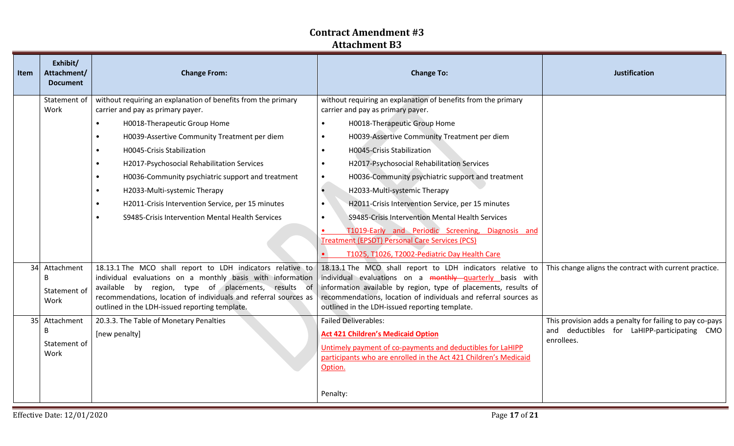# Contract Amendment #3

## Attachment B3

| Item | Exhibit/ Attachment/ Document | Change From: | Change To: | Justification |
|---|---|---|---|---|
| | Statement of Work | without requiring an explanation of benefits from the primary carrier and pay as primary payer.<br>• H0018-Therapeutic Group Home<br>• H0039-Assertive Community Treatment per diem<br>• H0045-Crisis Stabilization<br>• H2017-Psychosocial Rehabilitation Services<br>• H0036-Community psychiatric support and treatment<br>• H2033-Multi-systemic Therapy<br>• H2011-Crisis Intervention Service, per 15 minutes<br>• S9485-Crisis Intervention Mental Health Services | without requiring an explanation of benefits from the primary carrier and pay as primary payer.<br>• H0018-Therapeutic Group Home<br>• H0039-Assertive Community Treatment per diem<br>• H0045-Crisis Stabilization<br>• H2017-Psychosocial Rehabilitation Services<br>• H0036-Community psychiatric support and treatment<br>• H2033-Multi-systemic Therapy<br>• H2011-Crisis Intervention Service, per 15 minutes<br>• S9485-Crisis Intervention Mental Health Services<br>• T1019-Early and Periodic Screening, Diagnosis and Treatment (EPSDT) Personal Care Services (PCS)<br>• T1025, T1026, T2002-Pediatric Day Health Care | |
| 34 | Attachment B<br>Statement of Work | 18.13.1 The MCO shall report to LDH indicators relative to individual evaluations on a monthly basis with information available by region, type of placements, results of recommendations, location of individuals and referral sources as outlined in the LDH-issued reporting template. | 18.13.1 The MCO shall report to LDH indicators relative to individual evaluations on a ~~monthly~~ quarterly basis with information available by region, type of placements, results of recommendations, location of individuals and referral sources as outlined in the LDH-issued reporting template. | This change aligns the contract with current practice. |
| 35 | Attachment B<br>Statement of Work | 20.3.3. The Table of Monetary Penalties<br>[new penalty] | Failed Deliverables:<br>**Act 421 Children's Medicaid Option**<br>Untimely payment of co-payments and deductibles for LaHIPP participants who are enrolled in the Act 421 Children's Medicaid Option.<br><br>Penalty: | This provision adds a penalty for failing to pay co-pays and deductibles for LaHIPP-participating CMO enrollees. |

Effective Date: 12/01/2020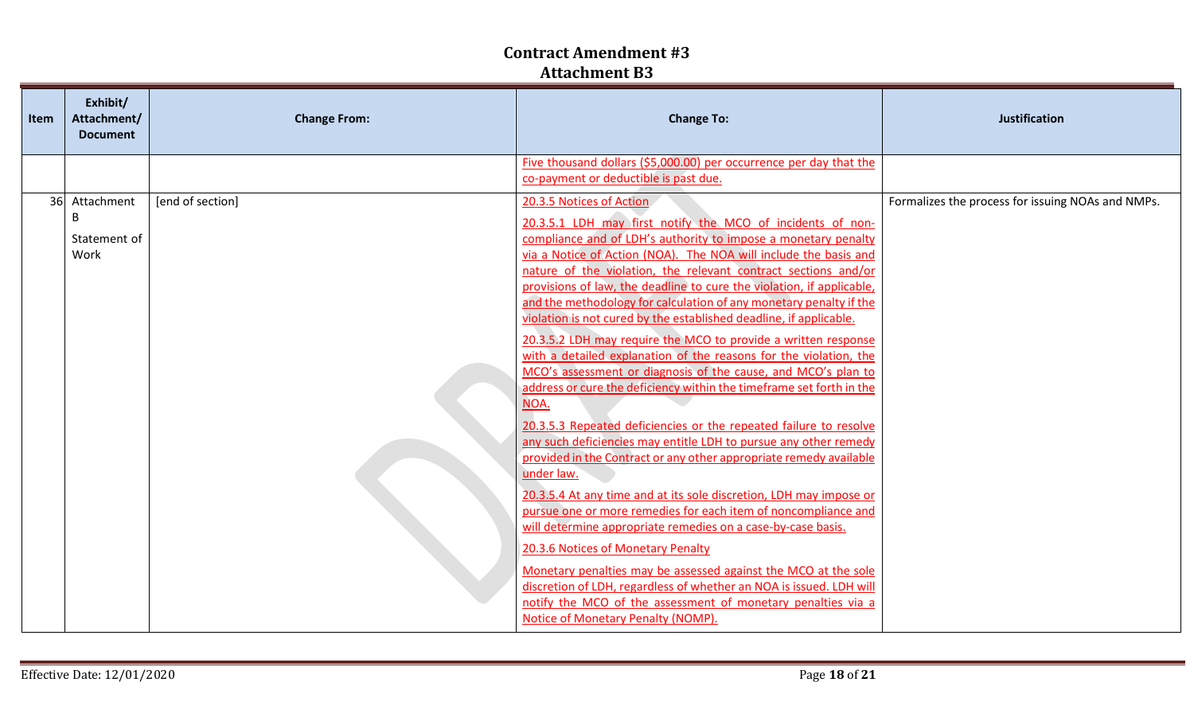# Contract Amendment #3
## Attachment B3

| Item | Exhibit/ Attachment/ Document | Change From: | Change To: | Justification |
|---|---|---|---|---|
| | | | Five thousand dollars ($5,000.00) per occurrence per day that the co-payment or deductible is past due. | |
| 36 | Attachment B<br><br>Statement of Work | [end of section] | 20.3.5 Notices of Action<br><br>20.3.5.1 LDH may first notify the MCO of incidents of non-compliance and of LDH's authority to impose a monetary penalty via a Notice of Action (NOA). The NOA will include the basis and nature of the violation, the relevant contract sections and/or provisions of law, the deadline to cure the violation, if applicable, and the methodology for calculation of any monetary penalty if the violation is not cured by the established deadline, if applicable.<br><br>20.3.5.2 LDH may require the MCO to provide a written response with a detailed explanation of the reasons for the violation, the MCO's assessment or diagnosis of the cause, and MCO's plan to address or cure the deficiency within the timeframe set forth in the NOA.<br><br>20.3.5.3 Repeated deficiencies or the repeated failure to resolve any such deficiencies may entitle LDH to pursue any other remedy provided in the Contract or any other appropriate remedy available under law.<br><br>20.3.5.4 At any time and at its sole discretion, LDH may impose or pursue one or more remedies for each item of noncompliance and will determine appropriate remedies on a case-by-case basis.<br><br>20.3.6 Notices of Monetary Penalty<br><br>Monetary penalties may be assessed against the MCO at the sole discretion of LDH, regardless of whether an NOA is issued. LDH will notify the MCO of the assessment of monetary penalties via a Notice of Monetary Penalty (NOMP). | Formalizes the process for issuing NOAs and NMPs. |

Effective Date: 12/01/2020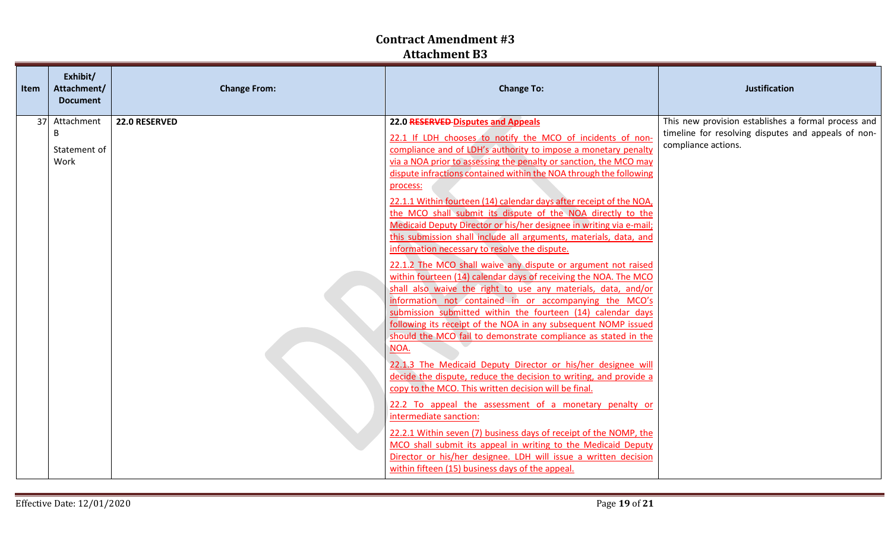# Contract Amendment #3

## Attachment B3

| Item | Exhibit/ Attachment/ Document | Change From: | Change To: | Justification |
|---|---|---|---|---|
| 37 | Attachment B Statement of Work | **22.0 RESERVED** | **22.0 ~~RESERVED~~ Disputes and Appeals**<br><br>22.1 If LDH chooses to notify the MCO of incidents of non-compliance and of LDH's authority to impose a monetary penalty via a NOA prior to assessing the penalty or sanction, the MCO may dispute infractions contained within the NOA through the following process:<br><br>22.1.1 Within fourteen (14) calendar days after receipt of the NOA, the MCO shall submit its dispute of the NOA directly to the Medicaid Deputy Director or his/her designee in writing via e-mail; this submission shall include all arguments, materials, data, and information necessary to resolve the dispute.<br><br>22.1.2 The MCO shall waive any dispute or argument not raised within fourteen (14) calendar days of receiving the NOA. The MCO shall also waive the right to use any materials, data, and/or information not contained in or accompanying the MCO's submission submitted within the fourteen (14) calendar days following its receipt of the NOA in any subsequent NOMP issued should the MCO fail to demonstrate compliance as stated in the NOA.<br><br>22.1.3 The Medicaid Deputy Director or his/her designee will decide the dispute, reduce the decision to writing, and provide a copy to the MCO. This written decision will be final.<br><br>22.2 To appeal the assessment of a monetary penalty or intermediate sanction:<br><br>22.2.1 Within seven (7) business days of receipt of the NOMP, the MCO shall submit its appeal in writing to the Medicaid Deputy Director or his/her designee. LDH will issue a written decision within fifteen (15) business days of the appeal. | This new provision establishes a formal process and timeline for resolving disputes and appeals of non-compliance actions. |

Effective Date: 12/01/2020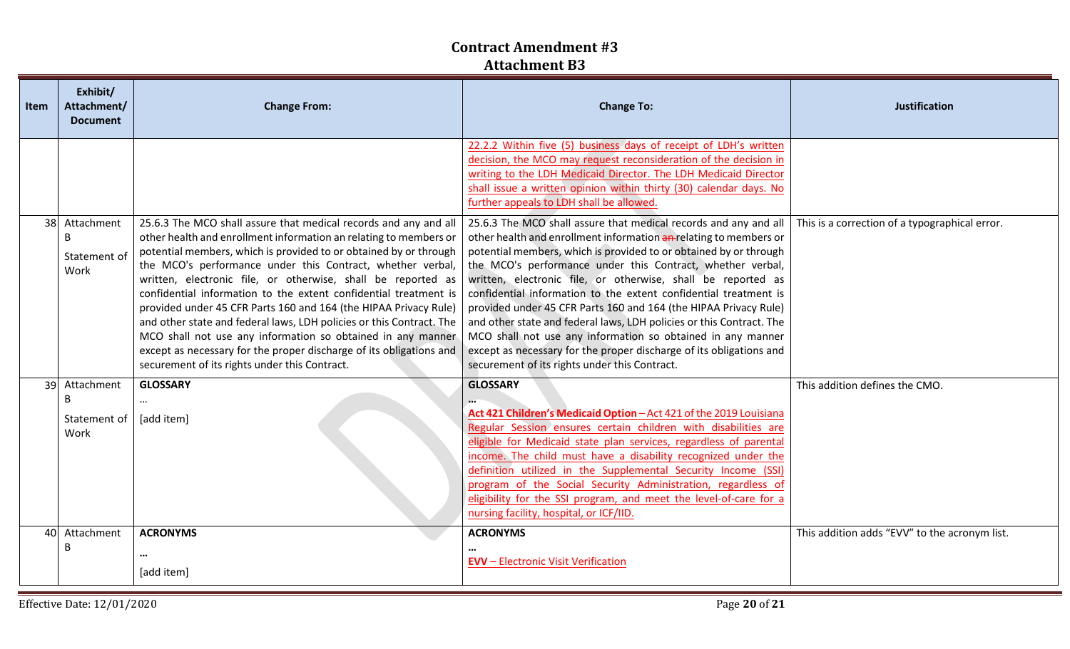# Contract Amendment #3

## Attachment B3

| Item | Exhibit/ Attachment/ Document | Change From: | Change To: | Justification |
|---|---|---|---|---|
| | | | 22.2.2 Within five (5) business days of receipt of LDH's written decision, the MCO may request reconsideration of the decision in writing to the LDH Medicaid Director. The LDH Medicaid Director shall issue a written opinion within thirty (30) calendar days. No further appeals to LDH shall be allowed. | |
| 38 | Attachment B<br><br>Statement of Work | 25.6.3 The MCO shall assure that medical records and any and all other health and enrollment information an relating to members or potential members, which is provided to or obtained by or through the MCO's performance under this Contract, whether verbal, written, electronic file, or otherwise, shall be reported as confidential information to the extent confidential treatment is provided under 45 CFR Parts 160 and 164 (the HIPAA Privacy Rule) and other state and federal laws, LDH policies or this Contract. The MCO shall not use any information so obtained in any manner except as necessary for the proper discharge of its obligations and securement of its rights under this Contract. | 25.6.3 The MCO shall assure that medical records and any and all other health and enrollment information ~~an~~ relating to members or potential members, which is provided to or obtained by or through the MCO's performance under this Contract, whether verbal, written, electronic file, or otherwise, shall be reported as confidential information to the extent confidential treatment is provided under 45 CFR Parts 160 and 164 (the HIPAA Privacy Rule) and other state and federal laws, LDH policies or this Contract. The MCO shall not use any information so obtained in any manner except as necessary for the proper discharge of its obligations and securement of its rights under this Contract. | This is a correction of a typographical error. |
| 39 | Attachment B<br><br>Statement of Work | **GLOSSARY**<br>…<br>[add item] | **GLOSSARY**<br>**…**<br>**Act 421 Children's Medicaid Option** – Act 421 of the 2019 Louisiana Regular Session ensures certain children with disabilities are eligible for Medicaid state plan services, regardless of parental income. The child must have a disability recognized under the definition utilized in the Supplemental Security Income (SSI) program of the Social Security Administration, regardless of eligibility for the SSI program, and meet the level-of-care for a nursing facility, hospital, or ICF/IID. | This addition defines the CMO. |
| 40 | Attachment B | **ACRONYMS**<br>**…**<br>[add item] | **ACRONYMS**<br>**…**<br>**EVV** – Electronic Visit Verification | This addition adds "EVV" to the acronym list. |

Effective Date: 12/01/2020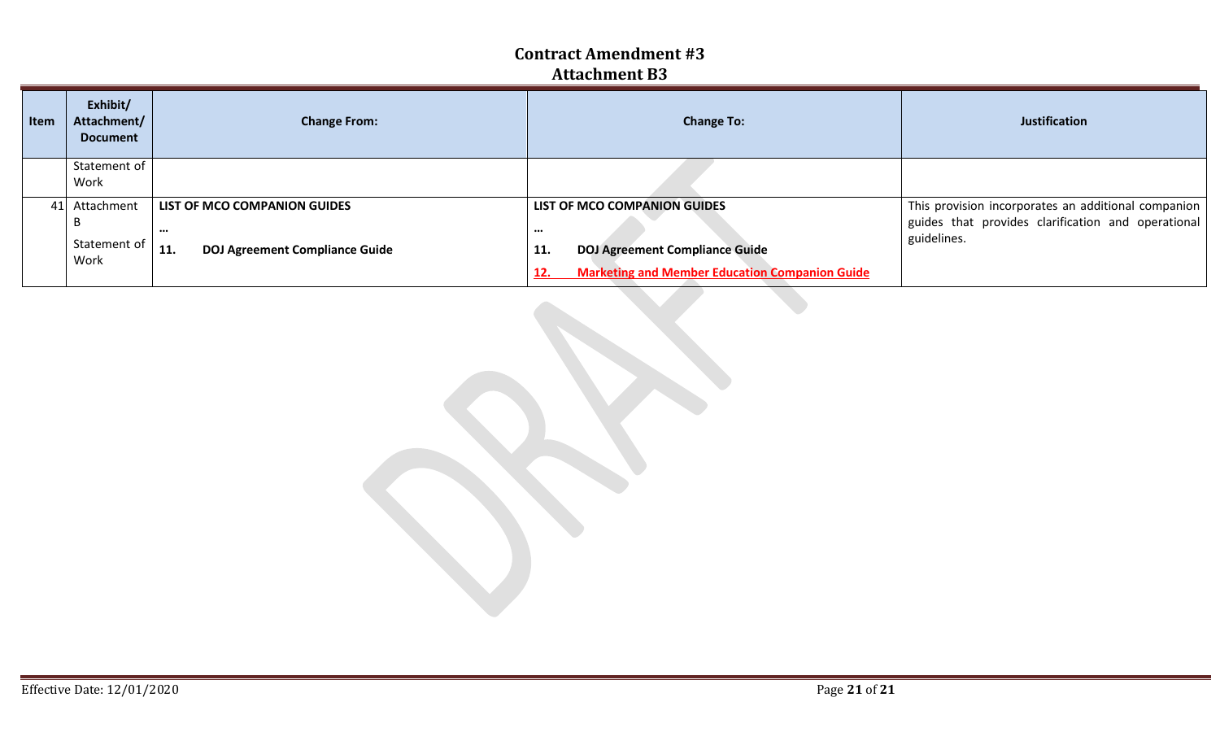# Contract Amendment #3
## Attachment B3

| Item | Exhibit/ Attachment/ Document | Change From: | Change To: | Justification |
|---|---|---|---|---|
| | Statement of Work | | | |
| 41 | Attachment B<br><br>Statement of Work | **LIST OF MCO COMPANION GUIDES**<br><br>…<br><br>**11. DOJ Agreement Compliance Guide** | **LIST OF MCO COMPANION GUIDES**<br><br>…<br><br>**11. DOJ Agreement Compliance Guide**<br><br>**12. Marketing and Member Education Companion Guide** | This provision incorporates an additional companion guides that provides clarification and operational guidelines. |

Effective Date: 12/01/2020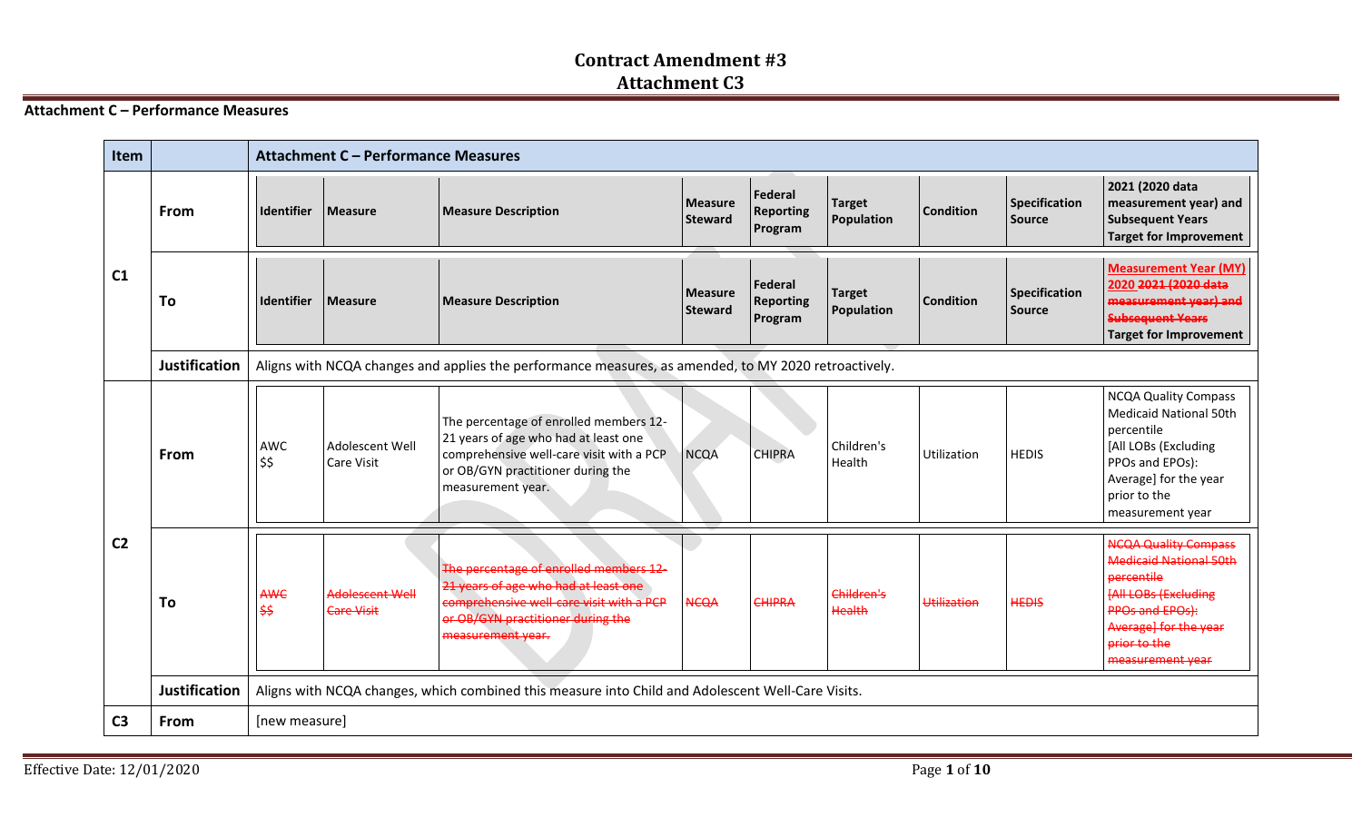# Contract Amendment #3
## Attachment C3

**Attachment C – Performance Measures**

| Item | | Attachment C – Performance Measures |
|---|---|---|
| C1 | From | Identifier \| Measure \| Measure Description \| Measure Steward \| Federal Reporting Program \| Target Population \| Condition \| Specification Source \| 2021 (2020 data measurement year) and Subsequent Years Target for Improvement |
| | To | Identifier \| Measure \| Measure Description \| Measure Steward \| Federal Reporting Program \| Target Population \| Condition \| Specification Source \| Measurement Year (MY) 2020 ~~2021 (2020 data measurement year) and Subsequent Years~~ Target for Improvement |
| | Justification | Aligns with NCQA changes and applies the performance measures, as amended, to MY 2020 retroactively. |
| C2 | From | AWC $$ \| Adolescent Well Care Visit \| The percentage of enrolled members 12-21 years of age who had at least one comprehensive well-care visit with a PCP or OB/GYN practitioner during the measurement year. \| NCQA \| CHIPRA \| Children's Health \| Utilization \| HEDIS \| NCQA Quality Compass Medicaid National 50th percentile [All LOBs (Excluding PPOs and EPOs): Average] for the year prior to the measurement year |
| | To | ~~AWC $$~~ \| ~~Adolescent Well Care Visit~~ \| ~~The percentage of enrolled members 12-21 years of age who had at least one comprehensive well-care visit with a PCP or OB/GYN practitioner during the measurement year.~~ \| ~~NCQA~~ \| ~~CHIPRA~~ \| ~~Children's Health~~ \| ~~Utilization~~ \| ~~HEDIS~~ \| ~~NCQA Quality Compass Medicaid National 50th percentile [All LOBs (Excluding PPOs and EPOs): Average] for the year prior to the measurement year~~ |
| | Justification | Aligns with NCQA changes, which combined this measure into Child and Adolescent Well-Care Visits. |
| C3 | From | [new measure] |

Effective Date: 12/01/2020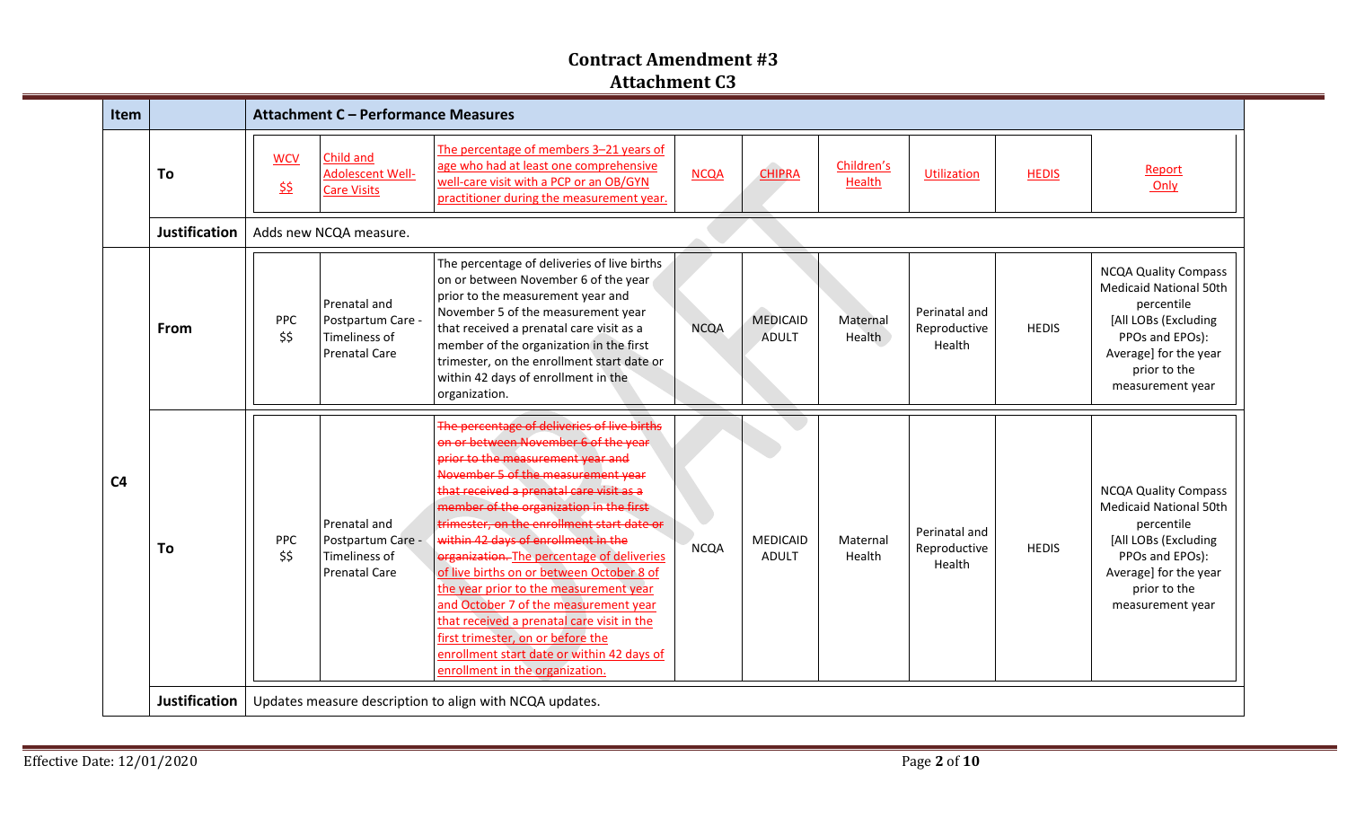# Contract Amendment #3
## Attachment C3

| Item | | Attachment C – Performance Measures | | | | | | | | |
|---|---|---|---|---|---|---|---|---|---|---|
| | To | WCV $$ | Child and Adolescent Well-Care Visits | The percentage of members 3–21 years of age who had at least one comprehensive well-care visit with a PCP or an OB/GYN practitioner during the measurement year. | NCQA | CHIPRA | Children's Health | Utilization | HEDIS | Report Only |
| | Justification | Adds new NCQA measure. | | | | | | | | |
| C4 | From | PPC $$ | Prenatal and Postpartum Care - Timeliness of Prenatal Care | The percentage of deliveries of live births on or between November 6 of the year prior to the measurement year and November 5 of the measurement year that received a prenatal care visit as a member of the organization in the first trimester, on the enrollment start date or within 42 days of enrollment in the organization. | NCQA | MEDICAID ADULT | Maternal Health | Perinatal and Reproductive Health | HEDIS | NCQA Quality Compass Medicaid National 50th percentile [All LOBs (Excluding PPOs and EPOs): Average] for the year prior to the measurement year |
| C4 | To | PPC $$ | Prenatal and Postpartum Care - Timeliness of Prenatal Care | ~~The percentage of deliveries of live births on or between November 6 of the year prior to the measurement year and November 5 of the measurement year that received a prenatal care visit as a member of the organization in the first trimester, on the enrollment start date or within 42 days of enrollment in the organization.~~ The percentage of deliveries of live births on or between October 8 of the year prior to the measurement year and October 7 of the measurement year that received a prenatal care visit in the first trimester, on or before the enrollment start date or within 42 days of enrollment in the organization. | NCQA | MEDICAID ADULT | Maternal Health | Perinatal and Reproductive Health | HEDIS | NCQA Quality Compass Medicaid National 50th percentile [All LOBs (Excluding PPOs and EPOs): Average] for the year prior to the measurement year |
| C4 | Justification | Updates measure description to align with NCQA updates. | | | | | | | | |

Effective Date: 12/01/2020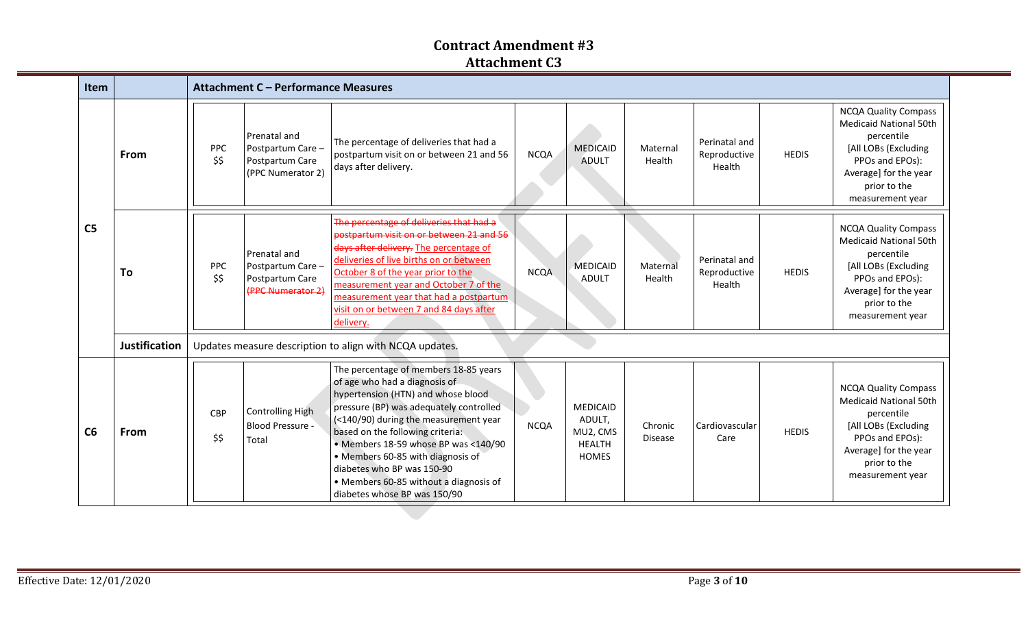# Contract Amendment #3

## Attachment C3

| Item | | Attachment C – Performance Measures | | | | | | | | |
|---|---|---|---|---|---|---|---|---|---|---|
| C5 | From | PPC $$ | Prenatal and Postpartum Care – Postpartum Care (PPC Numerator 2) | The percentage of deliveries that had a postpartum visit on or between 21 and 56 days after delivery. | NCQA | MEDICAID ADULT | Maternal Health | Perinatal and Reproductive Health | HEDIS | NCQA Quality Compass Medicaid National 50th percentile [All LOBs (Excluding PPOs and EPOs): Average] for the year prior to the measurement year |
| | To | PPC $$ | Prenatal and Postpartum Care – Postpartum Care ~~(PPC Numerator 2)~~ | ~~The percentage of deliveries that had a postpartum visit on or between 21 and 56 days after delivery.~~ <u>The percentage of deliveries of live births on or between October 8 of the year prior to the measurement year and October 7 of the measurement year that had a postpartum visit on or between 7 and 84 days after delivery.</u> | NCQA | MEDICAID ADULT | Maternal Health | Perinatal and Reproductive Health | HEDIS | NCQA Quality Compass Medicaid National 50th percentile [All LOBs (Excluding PPOs and EPOs): Average] for the year prior to the measurement year |
| | Justification | Updates measure description to align with NCQA updates. | | | | | | | | |
| C6 | From | CBP $$ | Controlling High Blood Pressure - Total | The percentage of members 18-85 years of age who had a diagnosis of hypertension (HTN) and whose blood pressure (BP) was adequately controlled (<140/90) during the measurement year based on the following criteria: • Members 18-59 whose BP was <140/90 • Members 60-85 with diagnosis of diabetes who BP was 150-90 • Members 60-85 without a diagnosis of diabetes whose BP was 150/90 | NCQA | MEDICAID ADULT, MU2, CMS HEALTH HOMES | Chronic Disease | Cardiovascular Care | HEDIS | NCQA Quality Compass Medicaid National 50th percentile [All LOBs (Excluding PPOs and EPOs): Average] for the year prior to the measurement year |

Effective Date: 12/01/2020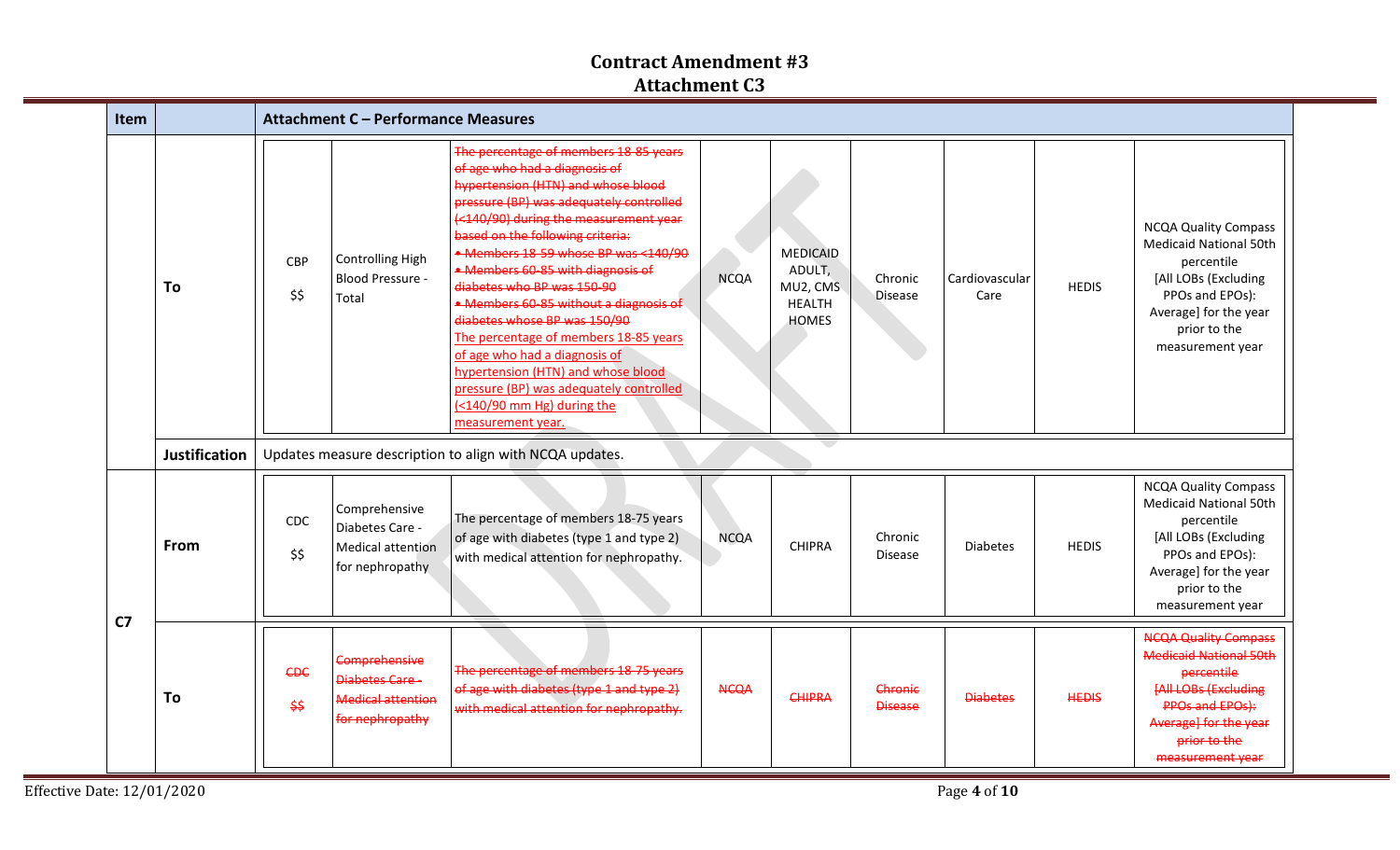# Contract Amendment #3
## Attachment C3

| Item | | Attachment C – Performance Measures | | | | | | | | |
|---|---|---|---|---|---|---|---|---|---|---|
| | **To** | CBP $$ | Controlling High Blood Pressure - Total | ~~The percentage of members 18-85 years of age who had a diagnosis of hypertension (HTN) and whose blood pressure (BP) was adequately controlled (<140/90) during the measurement year based on the following criteria:~~ ~~• Members 18-59 whose BP was <140/90~~ ~~• Members 60-85 with diagnosis of diabetes who BP was 150-90~~ ~~• Members 60-85 without a diagnosis of diabetes whose BP was 150/90~~ <u>The percentage of members 18-85 years of age who had a diagnosis of hypertension (HTN) and whose blood pressure (BP) was adequately controlled (<140/90 mm Hg) during the measurement year.</u> | NCQA | MEDICAID ADULT, MU2, CMS HEALTH HOMES | Chronic Disease | Cardiovascular Care | HEDIS | NCQA Quality Compass Medicaid National 50th percentile [All LOBs (Excluding PPOs and EPOs): Average] for the year prior to the measurement year |
| | **Justification** | Updates measure description to align with NCQA updates. | | | | | | | | |
| C7 | **From** | CDC $$ | Comprehensive Diabetes Care - Medical attention for nephropathy | The percentage of members 18-75 years of age with diabetes (type 1 and type 2) with medical attention for nephropathy. | NCQA | CHIPRA | Chronic Disease | Diabetes | HEDIS | NCQA Quality Compass Medicaid National 50th percentile [All LOBs (Excluding PPOs and EPOs): Average] for the year prior to the measurement year |
| | **To** | ~~CDC $$~~ | ~~Comprehensive Diabetes Care - Medical attention for nephropathy~~ | ~~The percentage of members 18-75 years of age with diabetes (type 1 and type 2) with medical attention for nephropathy.~~ | ~~NCQA~~ | ~~CHIPRA~~ | ~~Chronic Disease~~ | ~~Diabetes~~ | ~~HEDIS~~ | ~~NCQA Quality Compass Medicaid National 50th percentile [All LOBs (Excluding PPOs and EPOs): Average] for the year prior to the measurement year~~ |

Effective Date: 12/01/2020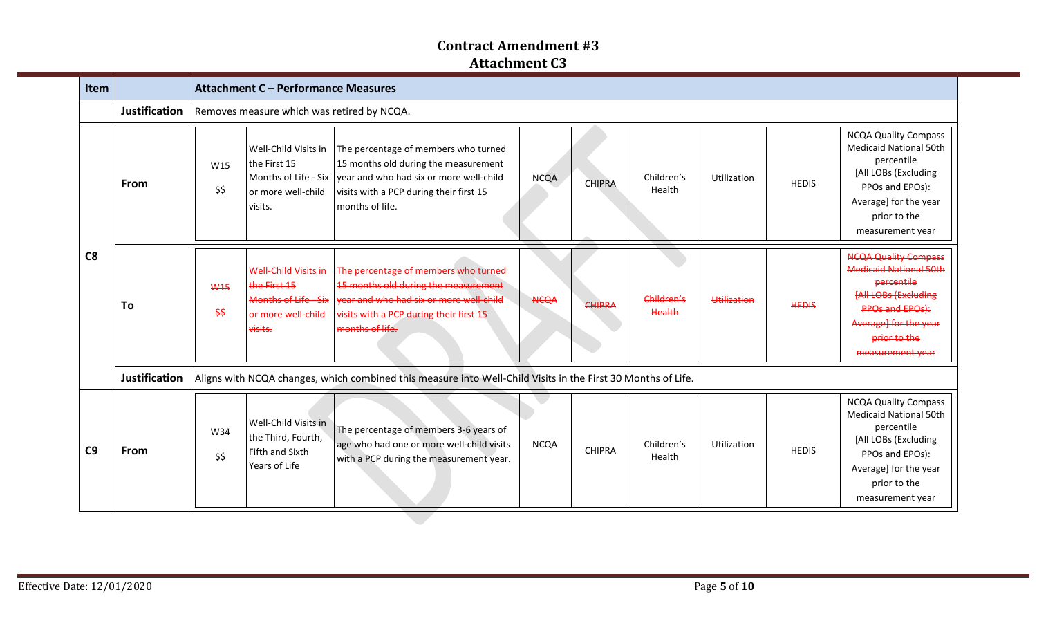# Contract Amendment #3
## Attachment C3

| Item | | Attachment C – Performance Measures | | | | | | | | |
|---|---|---|---|---|---|---|---|---|---|---|
| | **Justification** | Removes measure which was retired by NCQA. | | | | | | | | |
| C8 | **From** | W15 $$ | Well-Child Visits in the First 15 Months of Life - Six or more well-child visits. | The percentage of members who turned 15 months old during the measurement year and who had six or more well-child visits with a PCP during their first 15 months of life. | NCQA | CHIPRA | Children's Health | Utilization | HEDIS | NCQA Quality Compass Medicaid National 50th percentile [All LOBs (Excluding PPOs and EPOs): Average] for the year prior to the measurement year |
| | **To** | ~~W15 $$~~ | ~~Well-Child Visits in the First 15 Months of Life - Six or more well-child visits.~~ | ~~The percentage of members who turned 15 months old during the measurement year and who had six or more well-child visits with a PCP during their first 15 months of life.~~ | ~~NCQA~~ | ~~CHIPRA~~ | ~~Children's Health~~ | ~~Utilization~~ | ~~HEDIS~~ | ~~NCQA Quality Compass Medicaid National 50th percentile [All LOBs (Excluding PPOs and EPOs): Average] for the year prior to the measurement year~~ |
| | **Justification** | Aligns with NCQA changes, which combined this measure into Well-Child Visits in the First 30 Months of Life. | | | | | | | | |
| C9 | **From** | W34 $$ | Well-Child Visits in the Third, Fourth, Fifth and Sixth Years of Life | The percentage of members 3-6 years of age who had one or more well-child visits with a PCP during the measurement year. | NCQA | CHIPRA | Children's Health | Utilization | HEDIS | NCQA Quality Compass Medicaid National 50th percentile [All LOBs (Excluding PPOs and EPOs): Average] for the year prior to the measurement year |

Effective Date: 12/01/2020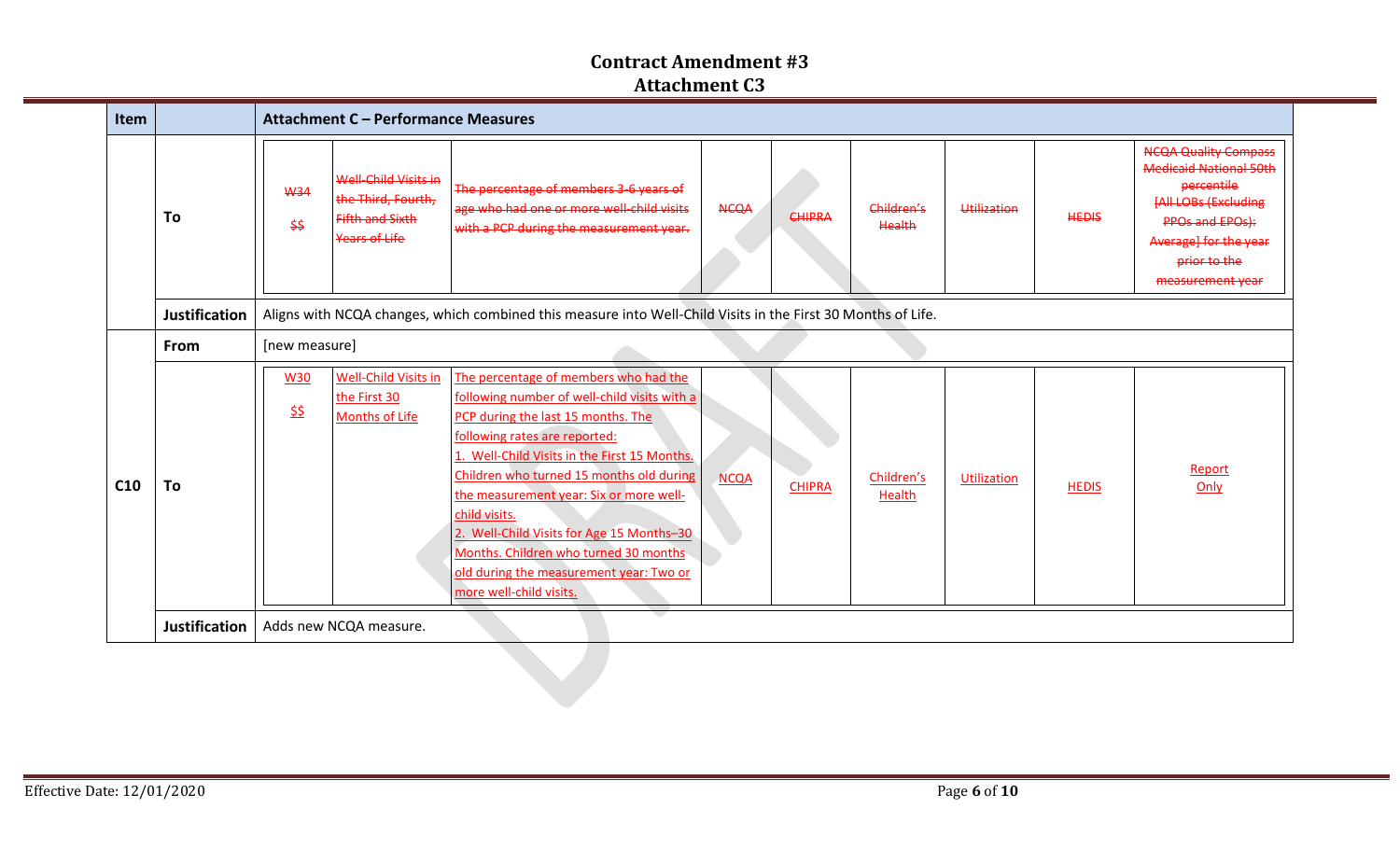# Contract Amendment #3

## Attachment C3

| Item | | Attachment C – Performance Measures | | | | | | | | |
|---|---|---|---|---|---|---|---|---|---|---|
| | To | ~~W34 $$~~ | ~~Well-Child Visits in the Third, Fourth, Fifth and Sixth Years of Life~~ | ~~The percentage of members 3-6 years of age who had one or more well-child visits with a PCP during the measurement year.~~ | ~~NCQA~~ | ~~CHIPRA~~ | ~~Children's Health~~ | ~~Utilization~~ | ~~HEDIS~~ | ~~NCQA Quality Compass Medicaid National 50th percentile [All LOBs (Excluding PPOs and EPOs): Average] for the year prior to the measurement year~~ |
| | Justification | Aligns with NCQA changes, which combined this measure into Well-Child Visits in the First 30 Months of Life. | | | | | | | | |
| C10 | From | [new measure] | | | | | | | | |
| | To | W30 $$ | Well-Child Visits in the First 30 Months of Life | The percentage of members who had the following number of well-child visits with a PCP during the last 15 months. The following rates are reported: 1. Well-Child Visits in the First 15 Months. Children who turned 15 months old during the measurement year: Six or more well-child visits. 2. Well-Child Visits for Age 15 Months–30 Months. Children who turned 30 months old during the measurement year: Two or more well-child visits. | NCQA | CHIPRA | Children's Health | Utilization | HEDIS | Report Only |
| | Justification | Adds new NCQA measure. | | | | | | | | |

Effective Date: 12/01/2020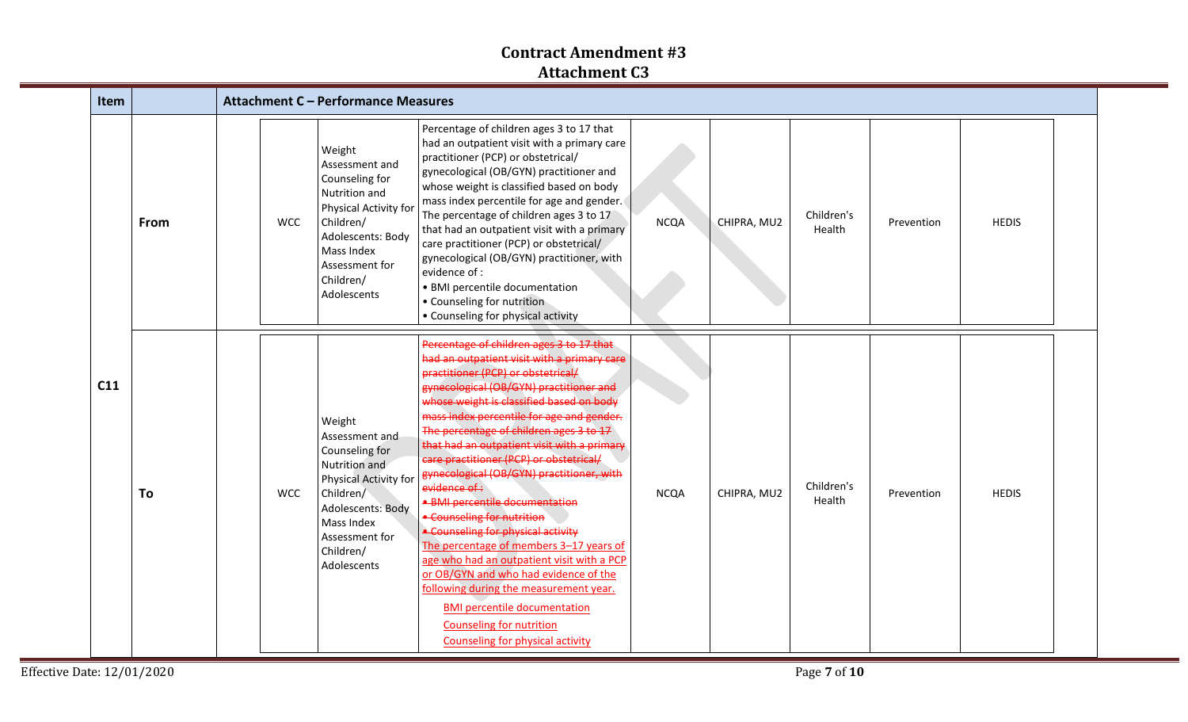# Contract Amendment #3
## Attachment C3

| Item | | Attachment C – Performance Measures | | | | | | | |
|---|---|---|---|---|---|---|---|---|---|
| C11 | From | WCC | Weight Assessment and Counseling for Nutrition and Physical Activity for Children/ Adolescents: Body Mass Index Assessment for Children/ Adolescents | Percentage of children ages 3 to 17 that had an outpatient visit with a primary care practitioner (PCP) or obstetrical/ gynecological (OB/GYN) practitioner and whose weight is classified based on body mass index percentile for age and gender. The percentage of children ages 3 to 17 that had an outpatient visit with a primary care practitioner (PCP) or obstetrical/ gynecological (OB/GYN) practitioner, with evidence of :<br>• BMI percentile documentation<br>• Counseling for nutrition<br>• Counseling for physical activity | NCQA | CHIPRA, MU2 | Children's Health | Prevention | HEDIS |
| | To | WCC | Weight Assessment and Counseling for Nutrition and Physical Activity for Children/ Adolescents: Body Mass Index Assessment for Children/ Adolescents | ~~Percentage of children ages 3 to 17 that had an outpatient visit with a primary care practitioner (PCP) or obstetrical/ gynecological (OB/GYN) practitioner and whose weight is classified based on body mass index percentile for age and gender. The percentage of children ages 3 to 17 that had an outpatient visit with a primary care practitioner (PCP) or obstetrical/ gynecological (OB/GYN) practitioner, with evidence of :~~<br>~~• BMI percentile documentation~~<br>~~• Counseling for nutrition~~<br>~~• Counseling for physical activity~~<br>The percentage of members 3–17 years of age who had an outpatient visit with a PCP or OB/GYN and who had evidence of the following during the measurement year.<br>BMI percentile documentation<br>Counseling for nutrition<br>Counseling for physical activity | NCQA | CHIPRA, MU2 | Children's Health | Prevention | HEDIS |

Effective Date: 12/01/2020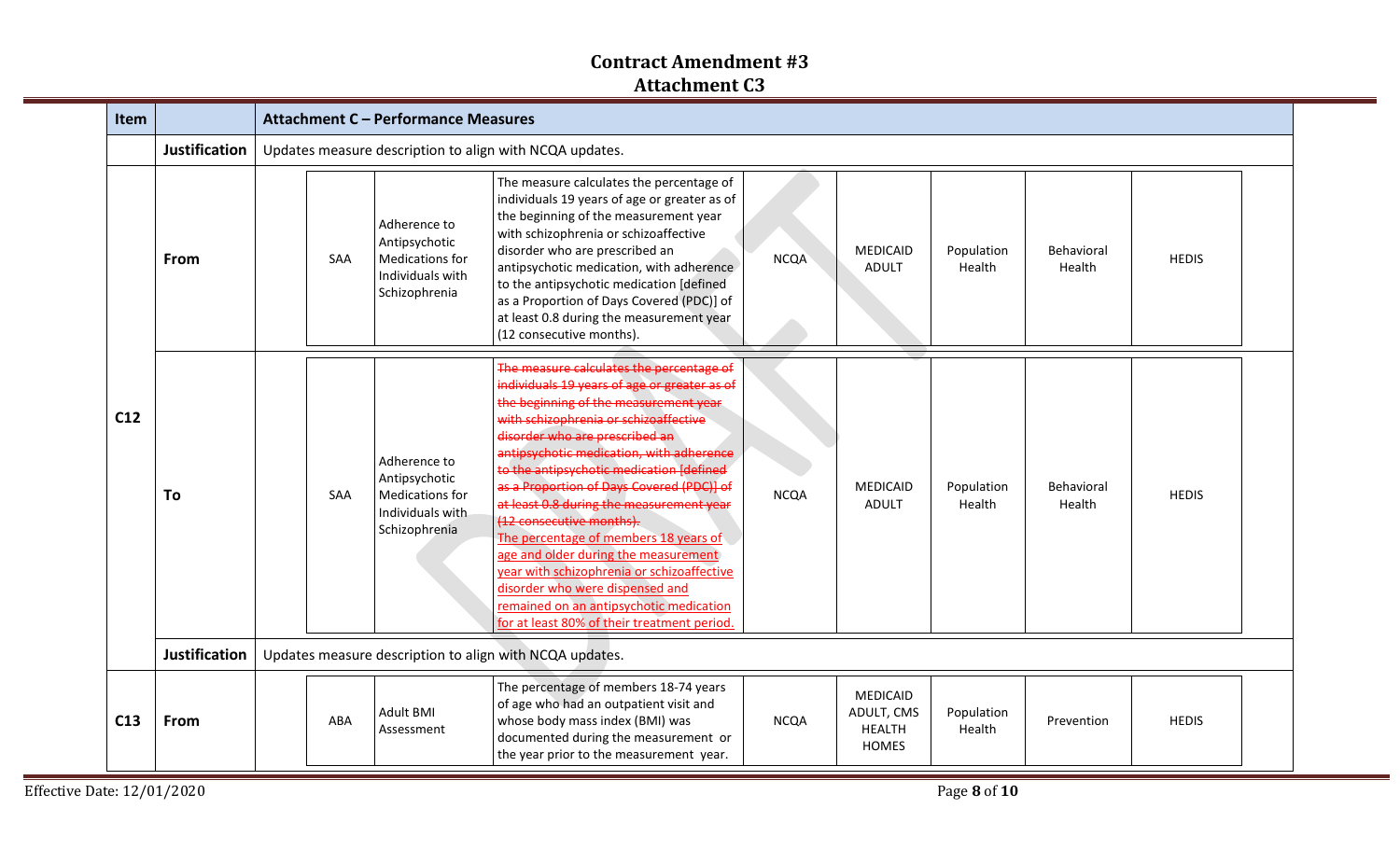# Contract Amendment #3
## Attachment C3

| Item | | Attachment C – Performance Measures | | | | | | | |
|---|---|---|---|---|---|---|---|---|---|
| | **Justification** | Updates measure description to align with NCQA updates. | | | | | | | |
| C12 | **From** | SAA | Adherence to Antipsychotic Medications for Individuals with Schizophrenia | The measure calculates the percentage of individuals 19 years of age or greater as of the beginning of the measurement year with schizophrenia or schizoaffective disorder who are prescribed an antipsychotic medication, with adherence to the antipsychotic medication [defined as a Proportion of Days Covered (PDC)] of at least 0.8 during the measurement year (12 consecutive months). | NCQA | MEDICAID ADULT | Population Health | Behavioral Health | HEDIS |
| | **To** | SAA | Adherence to Antipsychotic Medications for Individuals with Schizophrenia | ~~The measure calculates the percentage of individuals 19 years of age or greater as of the beginning of the measurement year with schizophrenia or schizoaffective disorder who are prescribed an antipsychotic medication, with adherence to the antipsychotic medication [defined as a Proportion of Days Covered (PDC)] of at least 0.8 during the measurement year (12 consecutive months).~~ The percentage of members 18 years of age and older during the measurement year with schizophrenia or schizoaffective disorder who were dispensed and remained on an antipsychotic medication for at least 80% of their treatment period. | NCQA | MEDICAID ADULT | Population Health | Behavioral Health | HEDIS |
| | **Justification** | Updates measure description to align with NCQA updates. | | | | | | | |
| C13 | **From** | ABA | Adult BMI Assessment | The percentage of members 18-74 years of age who had an outpatient visit and whose body mass index (BMI) was documented during the measurement or the year prior to the measurement year. | NCQA | MEDICAID ADULT, CMS HEALTH HOMES | Population Health | Prevention | HEDIS |

Effective Date: 12/01/2020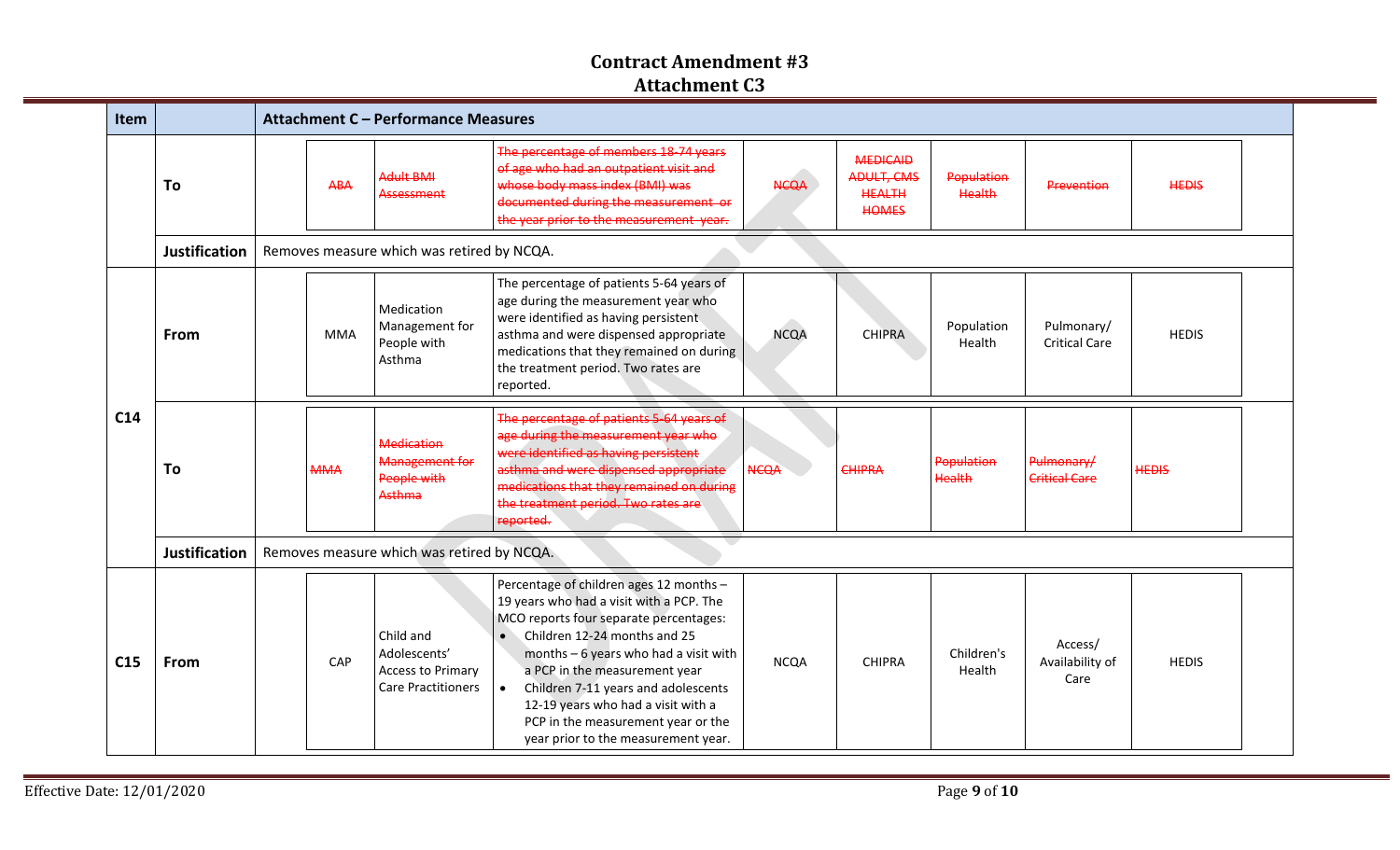# Contract Amendment #3
## Attachment C3

| Item | | Attachment C – Performance Measures | | | | | | | |
|---|---|---|---|---|---|---|---|---|---|
| | To | ~~ABA~~ | ~~Adult BMI Assessment~~ | ~~The percentage of members 18-74 years of age who had an outpatient visit and whose body mass index (BMI) was documented during the measurement or the year prior to the measurement year.~~ | ~~NCQA~~ | ~~MEDICAID ADULT, CMS HEALTH HOMES~~ | ~~Population Health~~ | ~~Prevention~~ | ~~HEDIS~~ |
| | Justification | Removes measure which was retired by NCQA. | | | | | | | |
| C14 | From | MMA | Medication Management for People with Asthma | The percentage of patients 5-64 years of age during the measurement year who were identified as having persistent asthma and were dispensed appropriate medications that they remained on during the treatment period. Two rates are reported. | NCQA | CHIPRA | Population Health | Pulmonary/ Critical Care | HEDIS |
| C14 | To | ~~MMA~~ | ~~Medication Management for People with Asthma~~ | ~~The percentage of patients 5-64 years of age during the measurement year who were identified as having persistent asthma and were dispensed appropriate medications that they remained on during the treatment period. Two rates are reported.~~ | ~~NCQA~~ | ~~CHIPRA~~ | ~~Population Health~~ | ~~Pulmonary/ Critical Care~~ | ~~HEDIS~~ |
| C14 | Justification | Removes measure which was retired by NCQA. | | | | | | | |
| C15 | From | CAP | Child and Adolescents' Access to Primary Care Practitioners | Percentage of children ages 12 months – 19 years who had a visit with a PCP. The MCO reports four separate percentages: <br>• Children 12-24 months and 25 months – 6 years who had a visit with a PCP in the measurement year <br>• Children 7-11 years and adolescents 12-19 years who had a visit with a PCP in the measurement year or the year prior to the measurement year. | NCQA | CHIPRA | Children's Health | Access/ Availability of Care | HEDIS |

Effective Date: 12/01/2020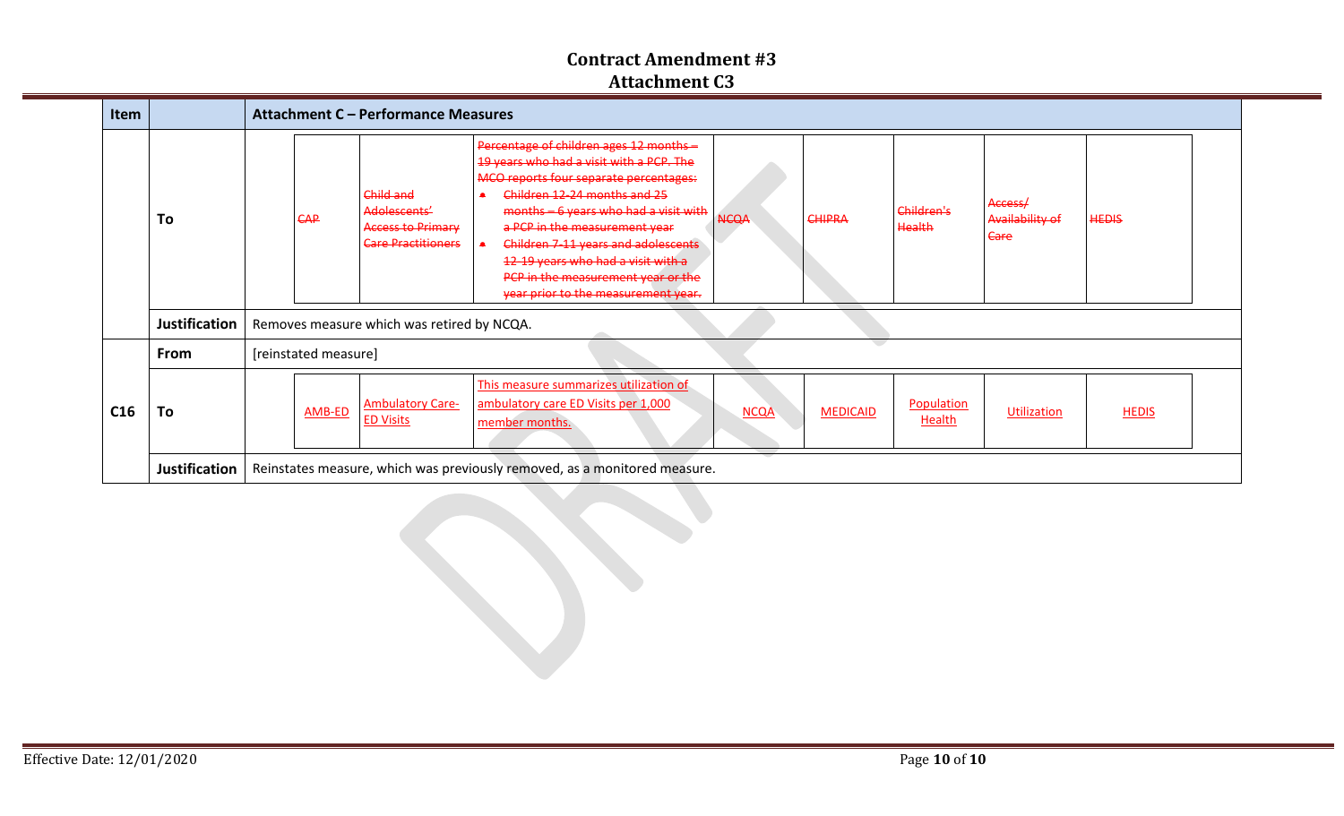**Contract Amendment #3**
**Attachment C3**

| Item | | Attachment C – Performance Measures | | | | | | | |
|---|---|---|---|---|---|---|---|---|---|
| | To | ~~CAP~~ | ~~Child and Adolescents' Access to Primary Care Practitioners~~ | ~~Percentage of children ages 12 months – 19 years who had a visit with a PCP. The MCO reports four separate percentages: • Children 12-24 months and 25 months – 6 years who had a visit with a PCP in the measurement year • Children 7-11 years and adolescents 12-19 years who had a visit with a PCP in the measurement year or the year prior to the measurement year.~~ | ~~NCQA~~ | ~~CHIPRA~~ | ~~Children's Health~~ | ~~Access/ Availability of Care~~ | ~~HEDIS~~ |
| | Justification | Removes measure which was retired by NCQA. | | | | | | | |
| C16 | From | [reinstated measure] | | | | | | | |
| | To | AMB-ED | Ambulatory Care-ED Visits | This measure summarizes utilization of ambulatory care ED Visits per 1,000 member months. | NCQA | MEDICAID | Population Health | Utilization | HEDIS |
| | Justification | Reinstates measure, which was previously removed, as a monitored measure. | | | | | | | |

Effective Date: 12/01/2020